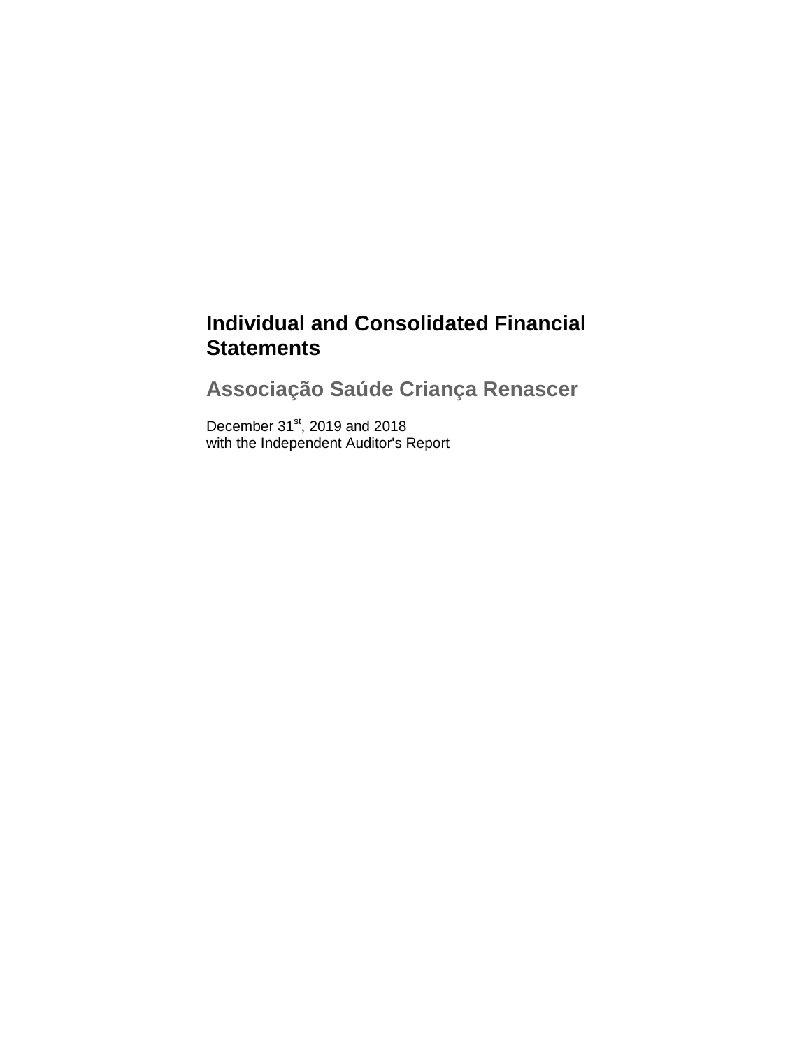# Individual and Consolidated Financial Statements

## Associação Saúde Criança Renascer

December 31st, 2019 and 2018
with the Independent Auditor's Report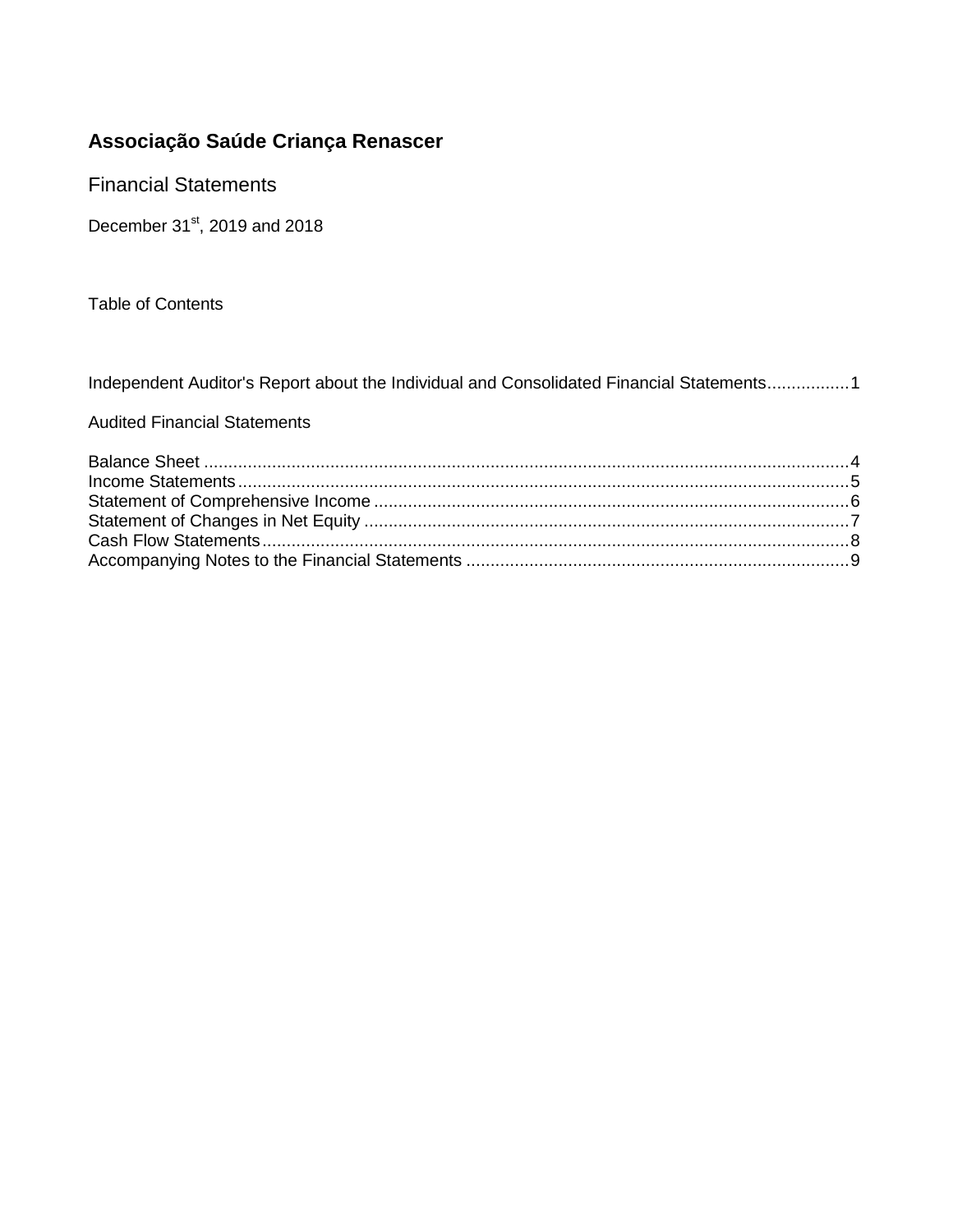# Associação Saúde Criança Renascer

Financial Statements

December 31st, 2019 and 2018

Table of Contents

Independent Auditor's Report about the Individual and Consolidated Financial Statements.................1

Audited Financial Statements

Balance Sheet ....................................................................................................................................4
Income Statements.............................................................................................................................5
Statement of Comprehensive Income ..................................................................................................6
Statement of Changes in Net Equity ....................................................................................................7
Cash Flow Statements........................................................................................................................8
Accompanying Notes to the Financial Statements ..............................................................................9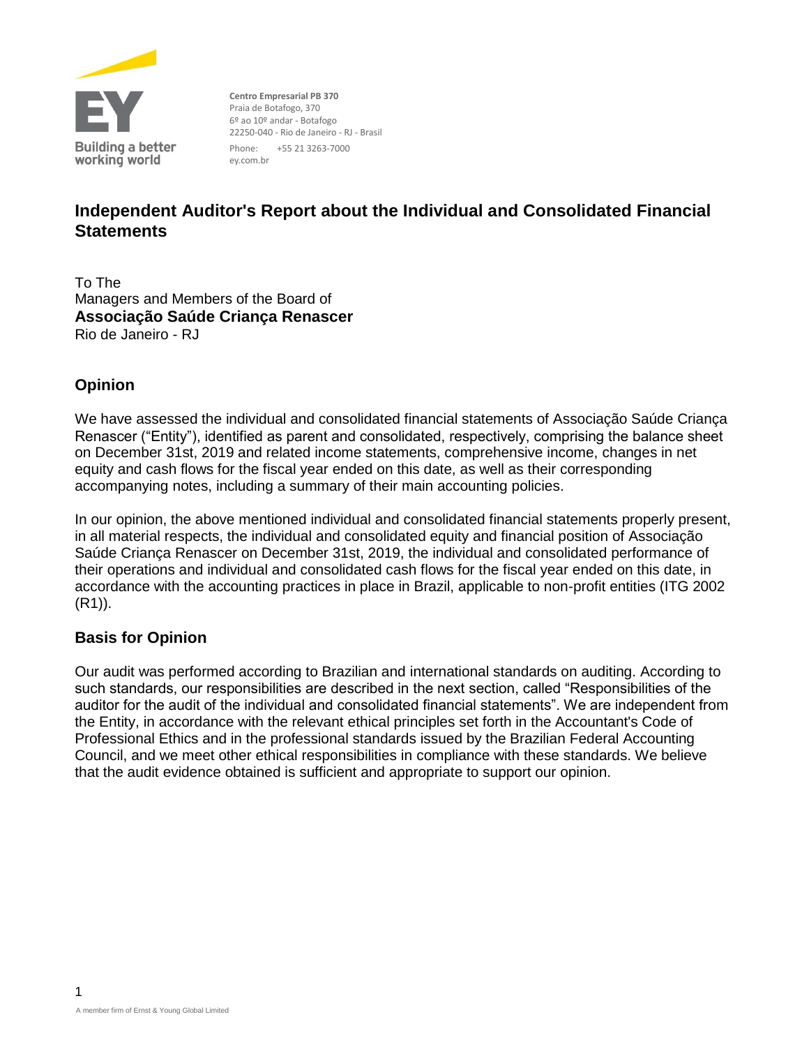Centro Empresarial PB 370
Praia de Botafogo, 370
6º ao 10º andar - Botafogo
22250-040 - Rio de Janeiro - RJ - Brasil

Phone: +55 21 3263-7000
ey.com.br

# Independent Auditor's Report about the Individual and Consolidated Financial Statements

To The
Managers and Members of the Board of
**Associação Saúde Criança Renascer**
Rio de Janeiro - RJ

## Opinion

We have assessed the individual and consolidated financial statements of Associação Saúde Criança Renascer ("Entity"), identified as parent and consolidated, respectively, comprising the balance sheet on December 31st, 2019 and related income statements, comprehensive income, changes in net equity and cash flows for the fiscal year ended on this date, as well as their corresponding accompanying notes, including a summary of their main accounting policies.

In our opinion, the above mentioned individual and consolidated financial statements properly present, in all material respects, the individual and consolidated equity and financial position of Associação Saúde Criança Renascer on December 31st, 2019, the individual and consolidated performance of their operations and individual and consolidated cash flows for the fiscal year ended on this date, in accordance with the accounting practices in place in Brazil, applicable to non-profit entities (ITG 2002 (R1)).

## Basis for Opinion

Our audit was performed according to Brazilian and international standards on auditing. According to such standards, our responsibilities are described in the next section, called "Responsibilities of the auditor for the audit of the individual and consolidated financial statements". We are independent from the Entity, in accordance with the relevant ethical principles set forth in the Accountant's Code of Professional Ethics and in the professional standards issued by the Brazilian Federal Accounting Council, and we meet other ethical responsibilities in compliance with these standards. We believe that the audit evidence obtained is sufficient and appropriate to support our opinion.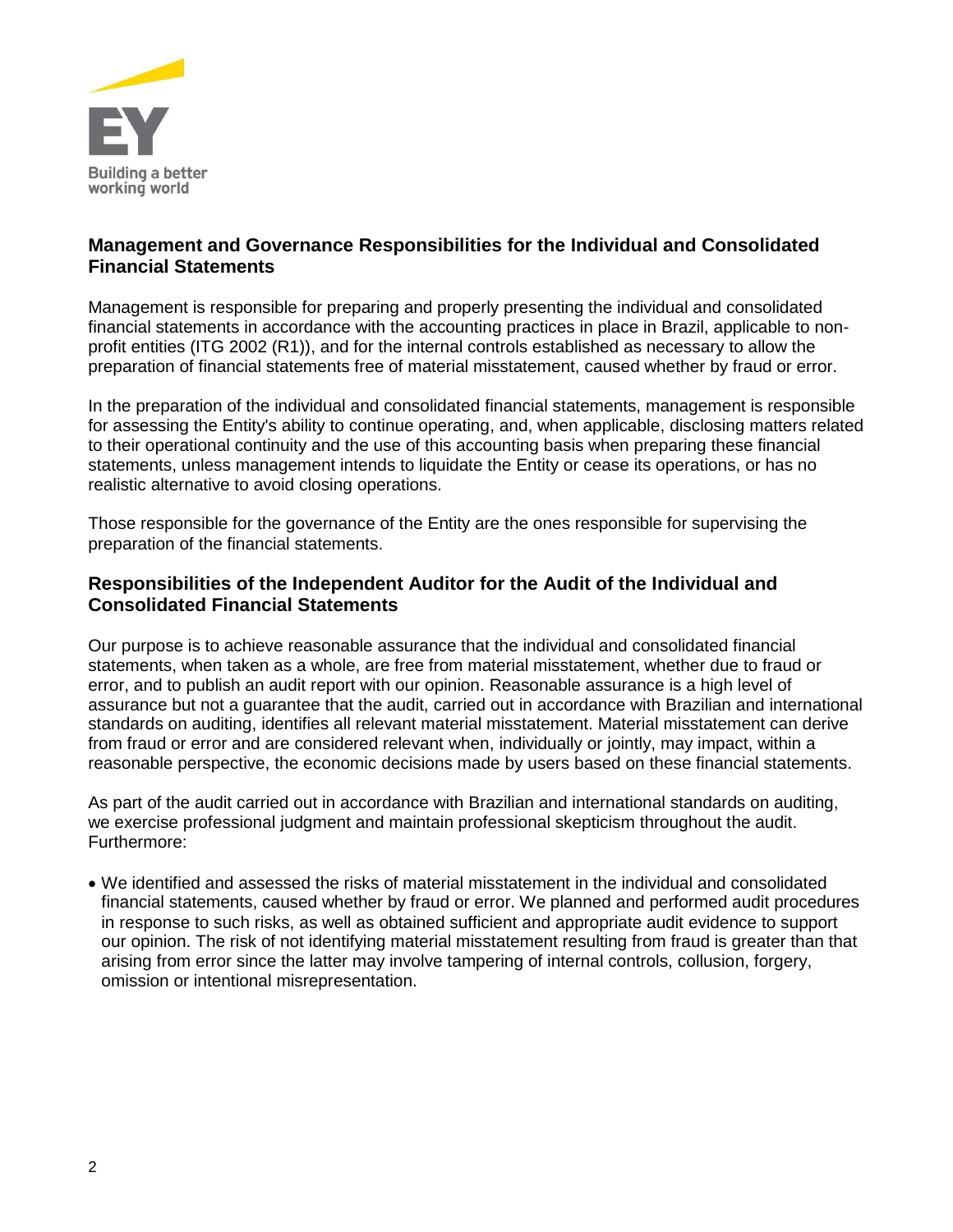## Management and Governance Responsibilities for the Individual and Consolidated Financial Statements

Management is responsible for preparing and properly presenting the individual and consolidated financial statements in accordance with the accounting practices in place in Brazil, applicable to non-profit entities (ITG 2002 (R1)), and for the internal controls established as necessary to allow the preparation of financial statements free of material misstatement, caused whether by fraud or error.

In the preparation of the individual and consolidated financial statements, management is responsible for assessing the Entity's ability to continue operating, and, when applicable, disclosing matters related to their operational continuity and the use of this accounting basis when preparing these financial statements, unless management intends to liquidate the Entity or cease its operations, or has no realistic alternative to avoid closing operations.

Those responsible for the governance of the Entity are the ones responsible for supervising the preparation of the financial statements.

## Responsibilities of the Independent Auditor for the Audit of the Individual and Consolidated Financial Statements

Our purpose is to achieve reasonable assurance that the individual and consolidated financial statements, when taken as a whole, are free from material misstatement, whether due to fraud or error, and to publish an audit report with our opinion. Reasonable assurance is a high level of assurance but not a guarantee that the audit, carried out in accordance with Brazilian and international standards on auditing, identifies all relevant material misstatement. Material misstatement can derive from fraud or error and are considered relevant when, individually or jointly, may impact, within a reasonable perspective, the economic decisions made by users based on these financial statements.

As part of the audit carried out in accordance with Brazilian and international standards on auditing, we exercise professional judgment and maintain professional skepticism throughout the audit. Furthermore:

- We identified and assessed the risks of material misstatement in the individual and consolidated financial statements, caused whether by fraud or error. We planned and performed audit procedures in response to such risks, as well as obtained sufficient and appropriate audit evidence to support our opinion. The risk of not identifying material misstatement resulting from fraud is greater than that arising from error since the latter may involve tampering of internal controls, collusion, forgery, omission or intentional misrepresentation.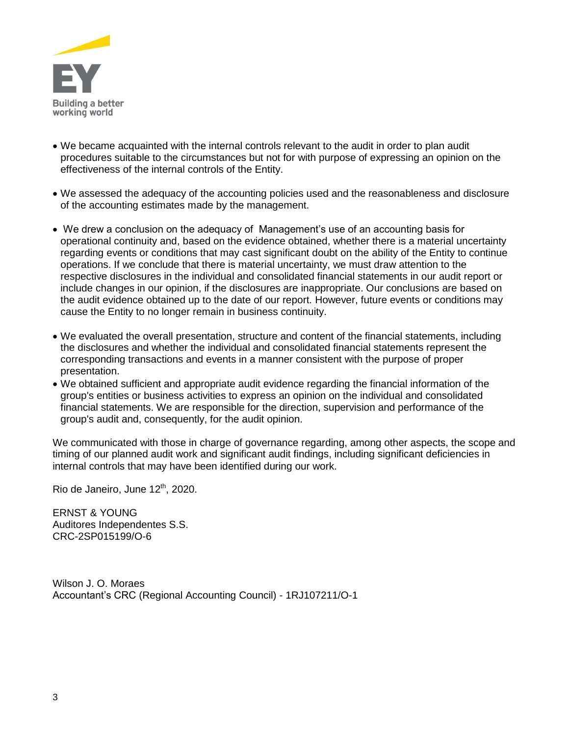- We became acquainted with the internal controls relevant to the audit in order to plan audit procedures suitable to the circumstances but not for with purpose of expressing an opinion on the effectiveness of the internal controls of the Entity.

- We assessed the adequacy of the accounting policies used and the reasonableness and disclosure of the accounting estimates made by the management.

- We drew a conclusion on the adequacy of Management's use of an accounting basis for operational continuity and, based on the evidence obtained, whether there is a material uncertainty regarding events or conditions that may cast significant doubt on the ability of the Entity to continue operations. If we conclude that there is material uncertainty, we must draw attention to the respective disclosures in the individual and consolidated financial statements in our audit report or include changes in our opinion, if the disclosures are inappropriate. Our conclusions are based on the audit evidence obtained up to the date of our report. However, future events or conditions may cause the Entity to no longer remain in business continuity.

- We evaluated the overall presentation, structure and content of the financial statements, including the disclosures and whether the individual and consolidated financial statements represent the corresponding transactions and events in a manner consistent with the purpose of proper presentation.
- We obtained sufficient and appropriate audit evidence regarding the financial information of the group's entities or business activities to express an opinion on the individual and consolidated financial statements. We are responsible for the direction, supervision and performance of the group's audit and, consequently, for the audit opinion.

We communicated with those in charge of governance regarding, among other aspects, the scope and timing of our planned audit work and significant audit findings, including significant deficiencies in internal controls that may have been identified during our work.

Rio de Janeiro, June 12th, 2020.

ERNST & YOUNG
Auditores Independentes S.S.
CRC-2SP015199/O-6

Wilson J. O. Moraes
Accountant's CRC (Regional Accounting Council) - 1RJ107211/O-1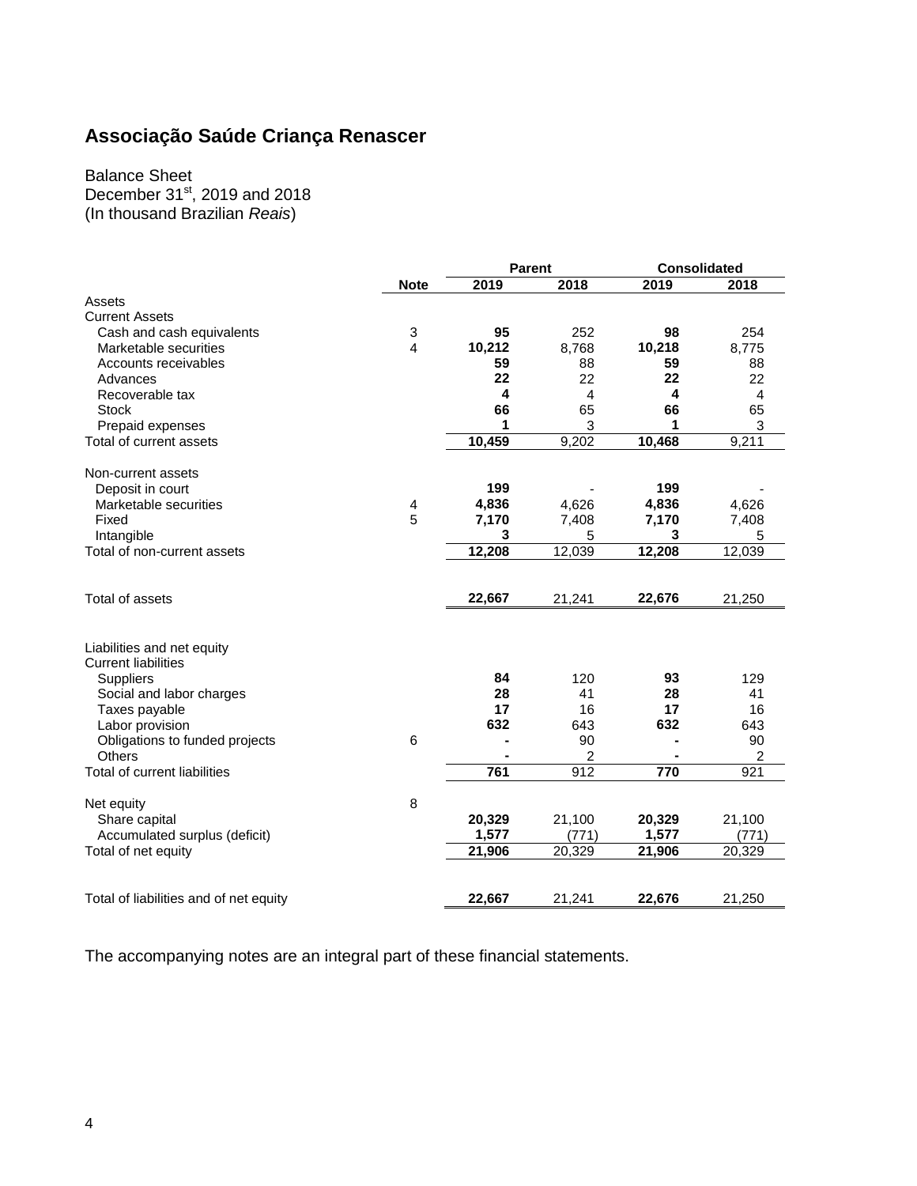# Associação Saúde Criança Renascer

Balance Sheet
December 31st, 2019 and 2018
(In thousand Brazilian *Reais*)

| | Note | Parent | | Consolidated | |
|---|---|---|---|---|---|
| | | **2019** | **2018** | **2019** | **2018** |
| Assets | | | | | |
| Current Assets | | | | | |
| Cash and cash equivalents | 3 | **95** | 252 | **98** | 254 |
| Marketable securities | 4 | **10,212** | 8,768 | **10,218** | 8,775 |
| Accounts receivables | | **59** | 88 | **59** | 88 |
| Advances | | **22** | 22 | **22** | 22 |
| Recoverable tax | | **4** | 4 | **4** | 4 |
| Stock | | **66** | 65 | **66** | 65 |
| Prepaid expenses | | **1** | 3 | **1** | 3 |
| Total of current assets | | **10,459** | 9,202 | **10,468** | 9,211 |
| | | | | | |
| Non-current assets | | | | | |
| Deposit in court | | **199** | - | **199** | - |
| Marketable securities | 4 | **4,836** | 4,626 | **4,836** | 4,626 |
| Fixed | 5 | **7,170** | 7,408 | **7,170** | 7,408 |
| Intangible | | **3** | 5 | **3** | 5 |
| Total of non-current assets | | **12,208** | 12,039 | **12,208** | 12,039 |
| | | | | | |
| Total of assets | | **22,667** | 21,241 | **22,676** | 21,250 |
| | | | | | |
| Liabilities and net equity | | | | | |
| Current liabilities | | | | | |
| Suppliers | | **84** | 120 | **93** | 129 |
| Social and labor charges | | **28** | 41 | **28** | 41 |
| Taxes payable | | **17** | 16 | **17** | 16 |
| Labor provision | | **632** | 643 | **632** | 643 |
| Obligations to funded projects | 6 | **-** | 90 | **-** | 90 |
| Others | | **-** | 2 | **-** | 2 |
| Total of current liabilities | | **761** | 912 | **770** | 921 |
| | | | | | |
| Net equity | 8 | | | | |
| Share capital | | **20,329** | 21,100 | **20,329** | 21,100 |
| Accumulated surplus (deficit) | | **1,577** | (771) | **1,577** | (771) |
| Total of net equity | | **21,906** | 20,329 | **21,906** | 20,329 |
| | | | | | |
| Total of liabilities and of net equity | | **22,667** | 21,241 | **22,676** | 21,250 |

The accompanying notes are an integral part of these financial statements.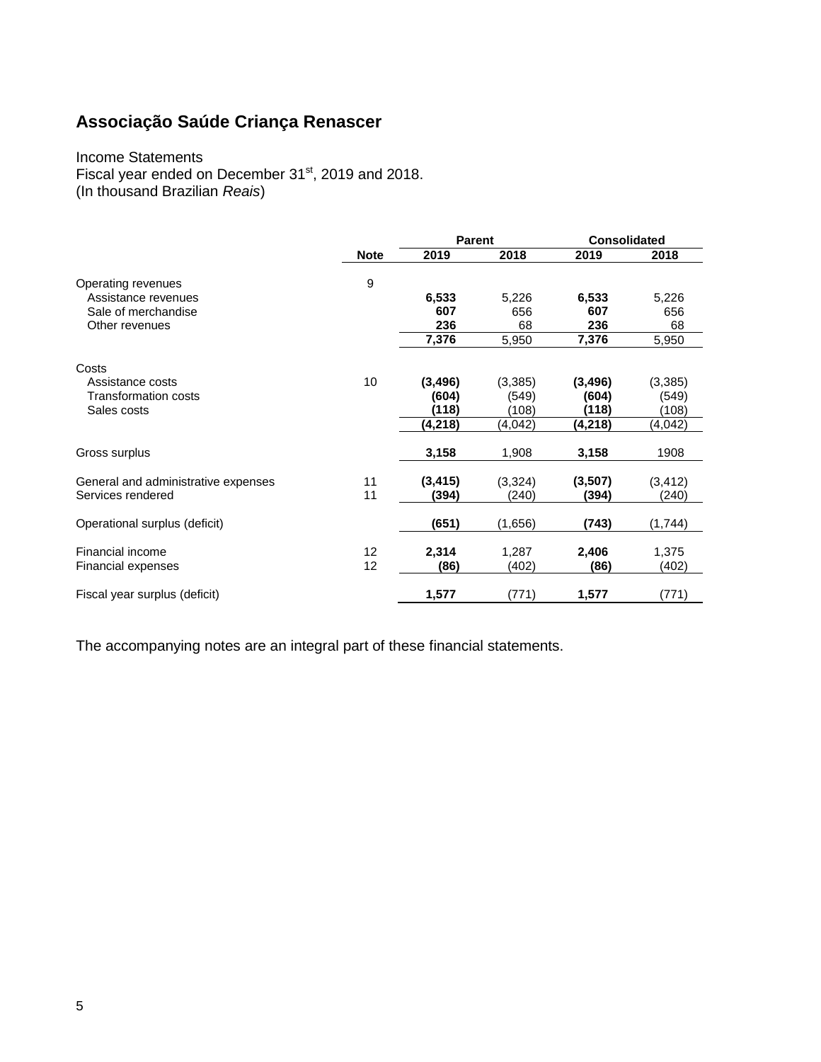# Associação Saúde Criança Renascer

Income Statements
Fiscal year ended on December 31st, 2019 and 2018.
(In thousand Brazilian *Reais*)

| | Note | Parent | | Consolidated | |
|---|---|---|---|---|---|
| | | **2019** | **2018** | **2019** | **2018** |
| Operating revenues | 9 | | | | |
| Assistance revenues | | **6,533** | 5,226 | **6,533** | 5,226 |
| Sale of merchandise | | **607** | 656 | **607** | 656 |
| Other revenues | | **236** | 68 | **236** | 68 |
| | | **7,376** | 5,950 | **7,376** | 5,950 |
| Costs | | | | | |
| Assistance costs | 10 | **(3,496)** | (3,385) | **(3,496)** | (3,385) |
| Transformation costs | | **(604)** | (549) | **(604)** | (549) |
| Sales costs | | **(118)** | (108) | **(118)** | (108) |
| | | **(4,218)** | (4,042) | **(4,218)** | (4,042) |
| Gross surplus | | **3,158** | 1,908 | **3,158** | 1908 |
| General and administrative expenses | 11 | **(3,415)** | (3,324) | **(3,507)** | (3,412) |
| Services rendered | 11 | **(394)** | (240) | **(394)** | (240) |
| Operational surplus (deficit) | | **(651)** | (1,656) | **(743)** | (1,744) |
| Financial income | 12 | **2,314** | 1,287 | **2,406** | 1,375 |
| Financial expenses | 12 | **(86)** | (402) | **(86)** | (402) |
| Fiscal year surplus (deficit) | | **1,577** | (771) | **1,577** | (771) |

The accompanying notes are an integral part of these financial statements.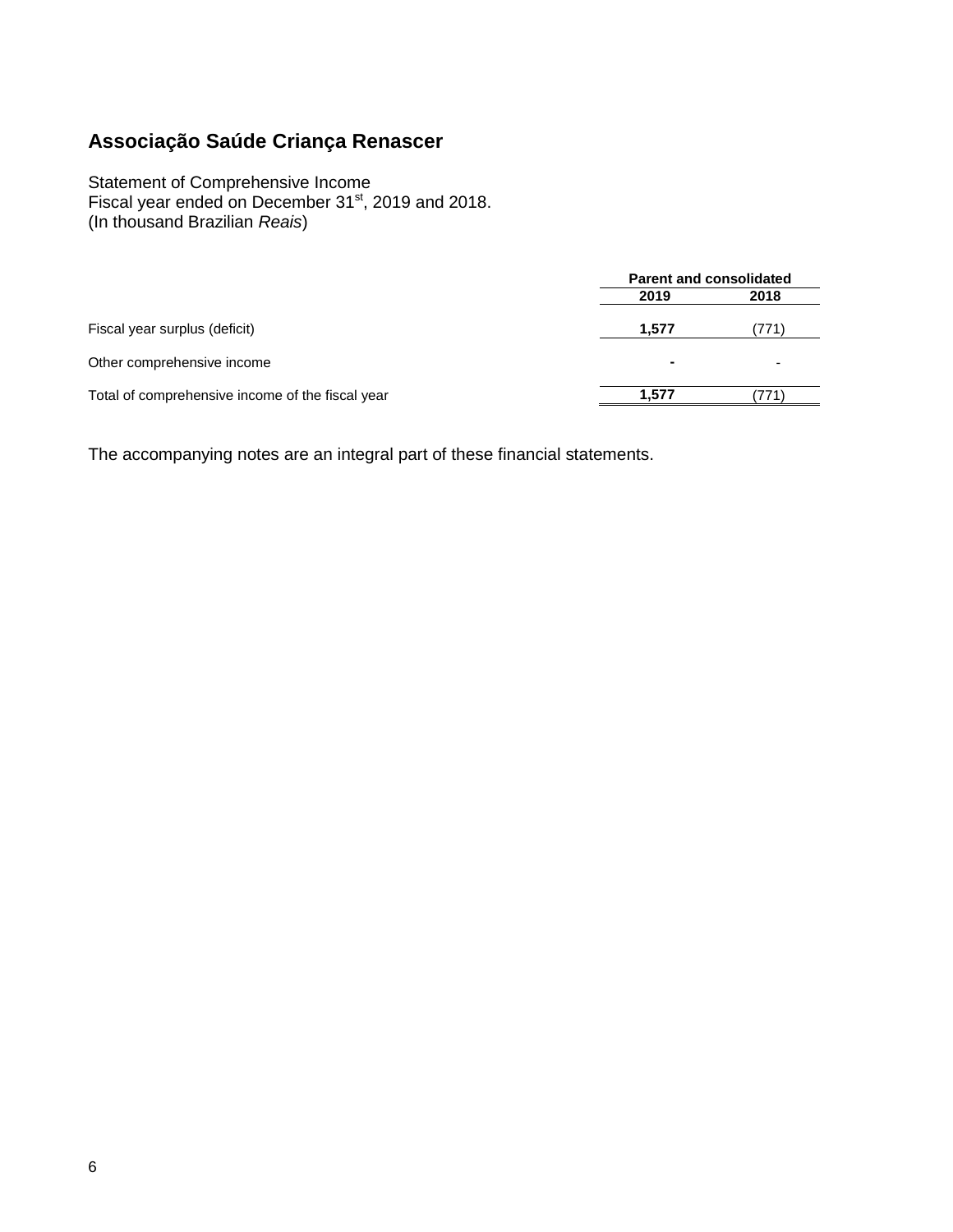# Associação Saúde Criança Renascer

Statement of Comprehensive Income
Fiscal year ended on December 31st, 2019 and 2018.
(In thousand Brazilian *Reais*)

| | Parent and consolidated | |
|---|---|---|
| | **2019** | **2018** |
| Fiscal year surplus (deficit) | **1,577** | (771) |
| Other comprehensive income | **-** | - |
| Total of comprehensive income of the fiscal year | **1,577** | (771) |

The accompanying notes are an integral part of these financial statements.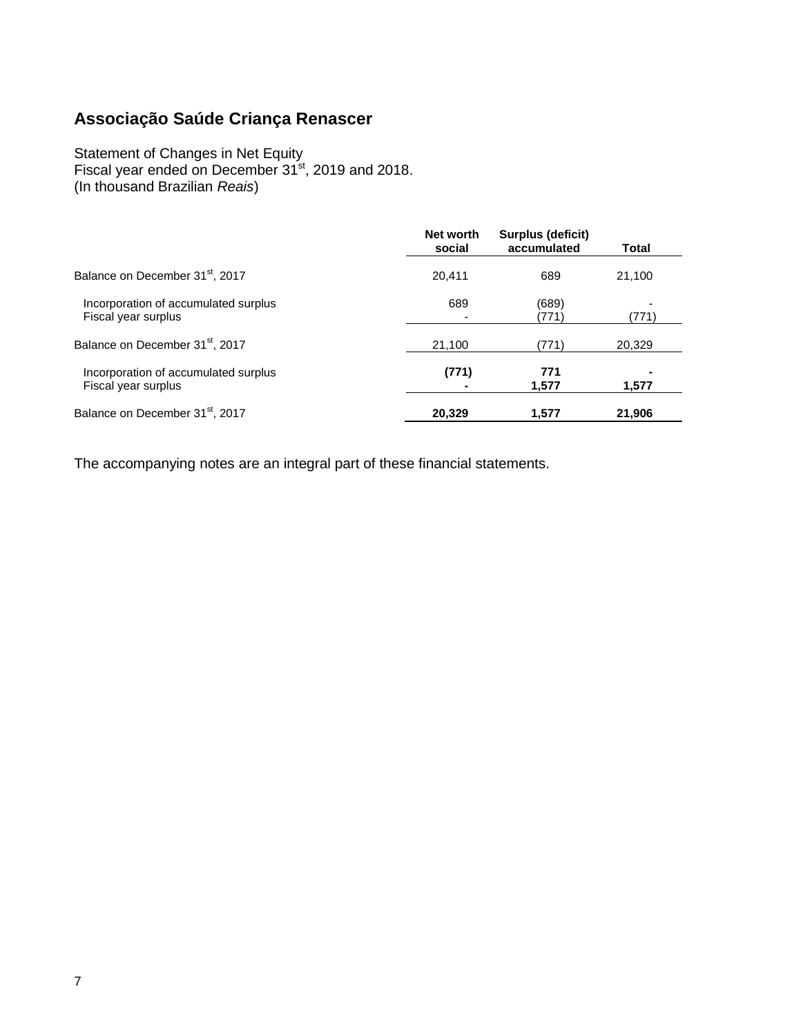## Associação Saúde Criança Renascer

Statement of Changes in Net Equity
Fiscal year ended on December 31st, 2019 and 2018.
(In thousand Brazilian *Reais*)

| | Net worth social | Surplus (deficit) accumulated | Total |
|---|---|---|---|
| Balance on December 31st, 2017 | 20,411 | 689 | 21,100 |
| Incorporation of accumulated surplus | 689 | (689) | - |
| Fiscal year surplus | - | (771) | (771) |
| Balance on December 31st, 2017 | 21,100 | (771) | 20,329 |
| Incorporation of accumulated surplus | **(771)** | **771** | **-** |
| Fiscal year surplus | **-** | **1,577** | **1,577** |
| Balance on December 31st, 2017 | **20,329** | **1,577** | **21,906** |

The accompanying notes are an integral part of these financial statements.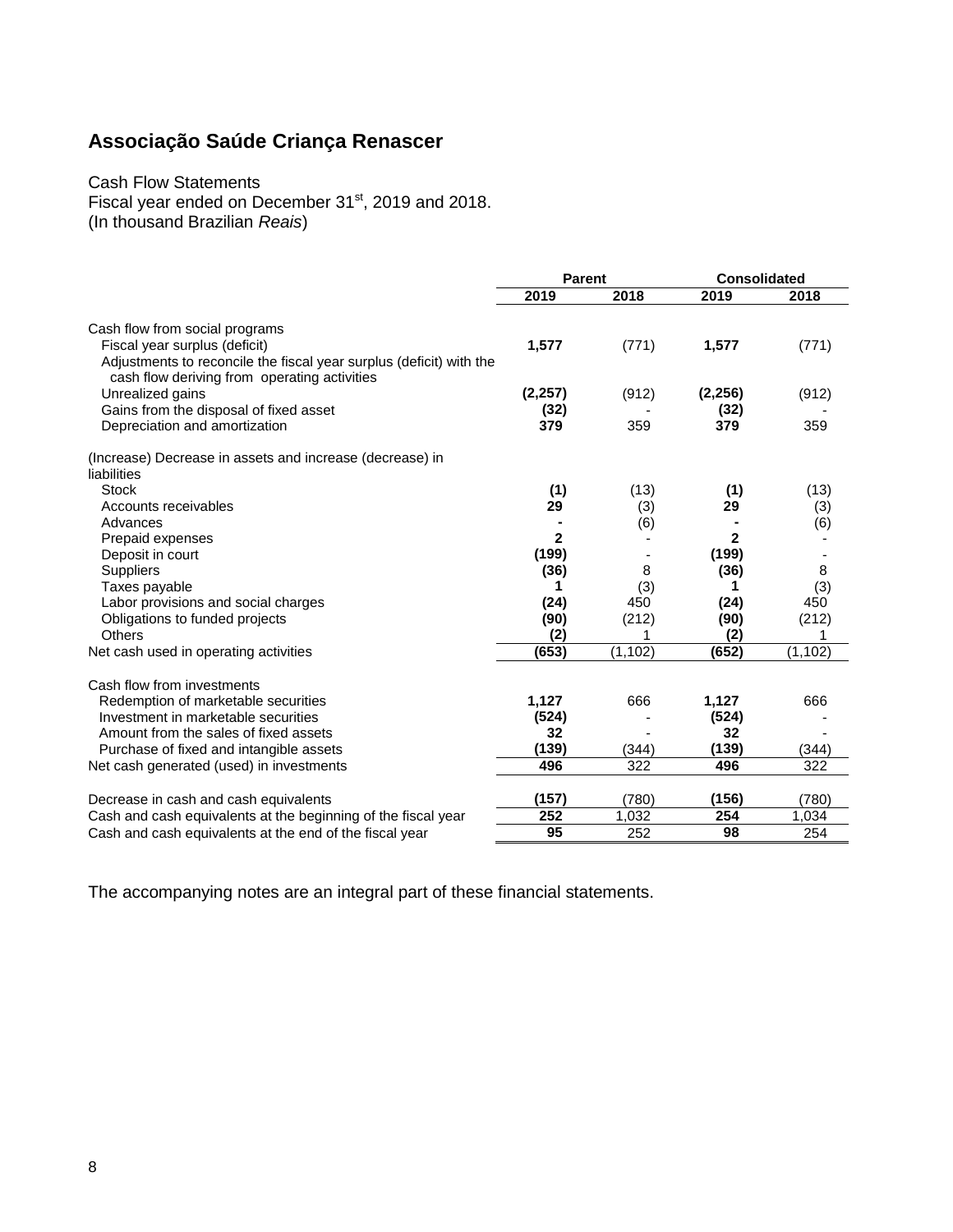# Associação Saúde Criança Renascer

Cash Flow Statements
Fiscal year ended on December 31st, 2019 and 2018.
(In thousand Brazilian *Reais*)

| | Parent | | Consolidated | |
|---|---|---|---|---|
| | 2019 | 2018 | 2019 | 2018 |
| Cash flow from social programs | | | | |
| Fiscal year surplus (deficit) | **1,577** | (771) | **1,577** | (771) |
| Adjustments to reconcile the fiscal year surplus (deficit) with the cash flow deriving from operating activities | | | | |
| Unrealized gains | **(2,257)** | (912) | **(2,256)** | (912) |
| Gains from the disposal of fixed asset | **(32)** | - | **(32)** | - |
| Depreciation and amortization | **379** | 359 | **379** | 359 |
| (Increase) Decrease in assets and increase (decrease) in liabilities | | | | |
| Stock | **(1)** | (13) | **(1)** | (13) |
| Accounts receivables | **29** | (3) | **29** | (3) |
| Advances | **-** | (6) | **-** | (6) |
| Prepaid expenses | **2** | - | **2** | - |
| Deposit in court | **(199)** | - | **(199)** | - |
| Suppliers | **(36)** | 8 | **(36)** | 8 |
| Taxes payable | **1** | (3) | **1** | (3) |
| Labor provisions and social charges | **(24)** | 450 | **(24)** | 450 |
| Obligations to funded projects | **(90)** | (212) | **(90)** | (212) |
| Others | **(2)** | 1 | **(2)** | 1 |
| Net cash used in operating activities | **(653)** | (1,102) | **(652)** | (1,102) |
| Cash flow from investments | | | | |
| Redemption of marketable securities | **1,127** | 666 | **1,127** | 666 |
| Investment in marketable securities | **(524)** | - | **(524)** | - |
| Amount from the sales of fixed assets | **32** | - | **32** | - |
| Purchase of fixed and intangible assets | **(139)** | (344) | **(139)** | (344) |
| Net cash generated (used) in investments | **496** | 322 | **496** | 322 |
| Decrease in cash and cash equivalents | **(157)** | (780) | **(156)** | (780) |
| Cash and cash equivalents at the beginning of the fiscal year | **252** | 1,032 | **254** | 1,034 |
| Cash and cash equivalents at the end of the fiscal year | **95** | 252 | **98** | 254 |

The accompanying notes are an integral part of these financial statements.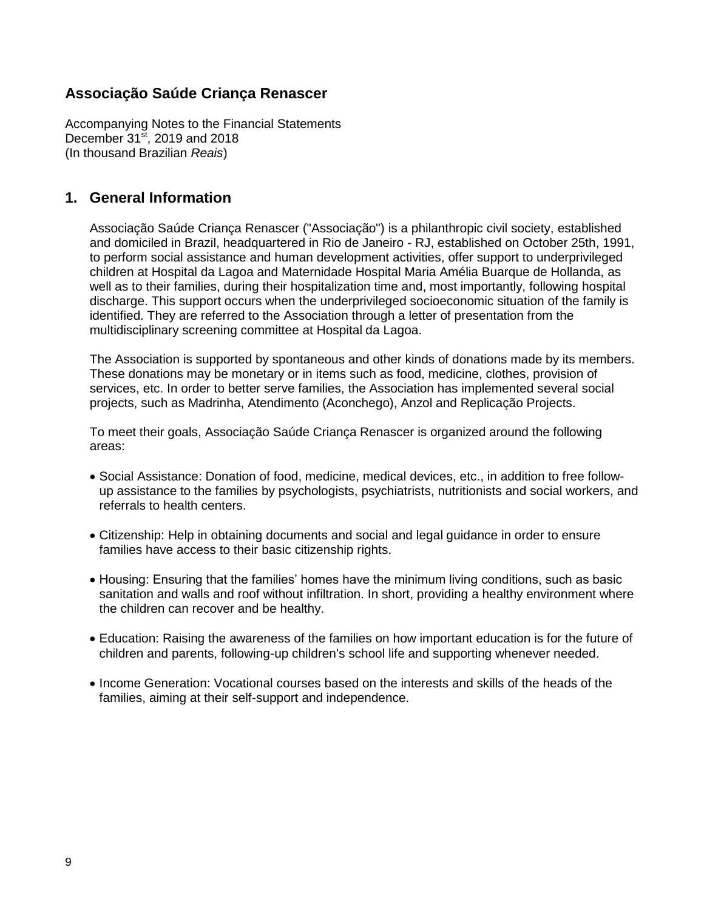## Associação Saúde Criança Renascer

Accompanying Notes to the Financial Statements
December 31st, 2019 and 2018
(In thousand Brazilian *Reais*)

## 1. General Information

Associação Saúde Criança Renascer ("Associação") is a philanthropic civil society, established and domiciled in Brazil, headquartered in Rio de Janeiro - RJ, established on October 25th, 1991, to perform social assistance and human development activities, offer support to underprivileged children at Hospital da Lagoa and Maternidade Hospital Maria Amélia Buarque de Hollanda, as well as to their families, during their hospitalization time and, most importantly, following hospital discharge. This support occurs when the underprivileged socioeconomic situation of the family is identified. They are referred to the Association through a letter of presentation from the multidisciplinary screening committee at Hospital da Lagoa.

The Association is supported by spontaneous and other kinds of donations made by its members. These donations may be monetary or in items such as food, medicine, clothes, provision of services, etc. In order to better serve families, the Association has implemented several social projects, such as Madrinha, Atendimento (Aconchego), Anzol and Replicação Projects.

To meet their goals, Associação Saúde Criança Renascer is organized around the following areas:

- Social Assistance: Donation of food, medicine, medical devices, etc., in addition to free follow-up assistance to the families by psychologists, psychiatrists, nutritionists and social workers, and referrals to health centers.

- Citizenship: Help in obtaining documents and social and legal guidance in order to ensure families have access to their basic citizenship rights.

- Housing: Ensuring that the families' homes have the minimum living conditions, such as basic sanitation and walls and roof without infiltration. In short, providing a healthy environment where the children can recover and be healthy.

- Education: Raising the awareness of the families on how important education is for the future of children and parents, following-up children's school life and supporting whenever needed.

- Income Generation: Vocational courses based on the interests and skills of the heads of the families, aiming at their self-support and independence.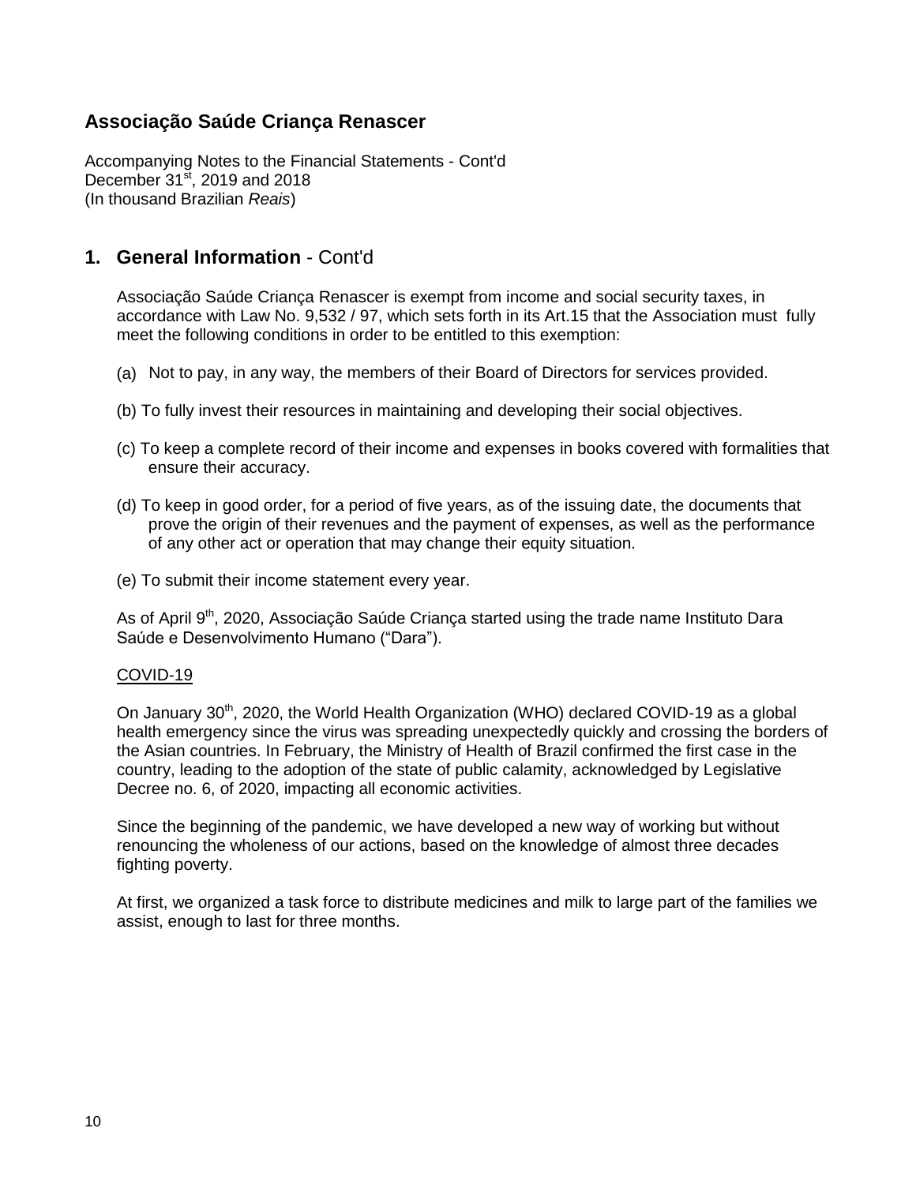# Associação Saúde Criança Renascer

Accompanying Notes to the Financial Statements - Cont'd
December 31st, 2019 and 2018
(In thousand Brazilian *Reais*)

## 1. General Information - Cont'd

Associação Saúde Criança Renascer is exempt from income and social security taxes, in accordance with Law No. 9,532 / 97, which sets forth in its Art.15 that the Association must fully meet the following conditions in order to be entitled to this exemption:

(a) Not to pay, in any way, the members of their Board of Directors for services provided.

(b) To fully invest their resources in maintaining and developing their social objectives.

(c) To keep a complete record of their income and expenses in books covered with formalities that ensure their accuracy.

(d) To keep in good order, for a period of five years, as of the issuing date, the documents that prove the origin of their revenues and the payment of expenses, as well as the performance of any other act or operation that may change their equity situation.

(e) To submit their income statement every year.

As of April 9th, 2020, Associação Saúde Criança started using the trade name Instituto Dara Saúde e Desenvolvimento Humano ("Dara").

COVID-19

On January 30th, 2020, the World Health Organization (WHO) declared COVID-19 as a global health emergency since the virus was spreading unexpectedly quickly and crossing the borders of the Asian countries. In February, the Ministry of Health of Brazil confirmed the first case in the country, leading to the adoption of the state of public calamity, acknowledged by Legislative Decree no. 6, of 2020, impacting all economic activities.

Since the beginning of the pandemic, we have developed a new way of working but without renouncing the wholeness of our actions, based on the knowledge of almost three decades fighting poverty.

At first, we organized a task force to distribute medicines and milk to large part of the families we assist, enough to last for three months.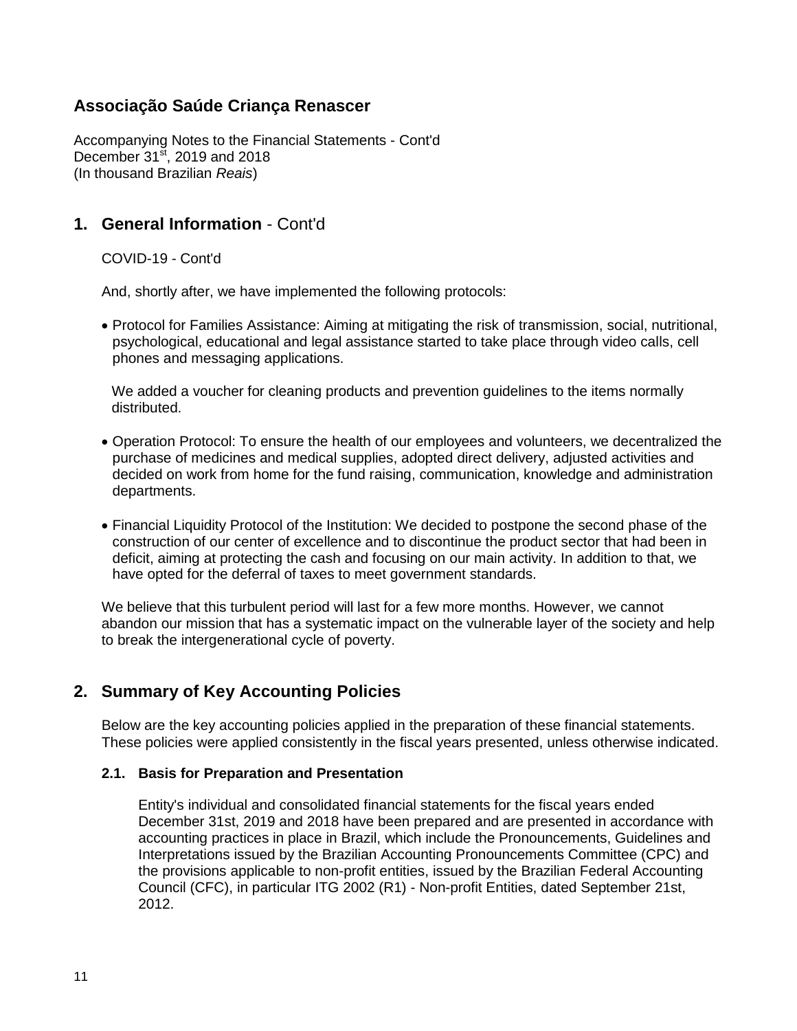# Associação Saúde Criança Renascer

Accompanying Notes to the Financial Statements - Cont'd
December 31st, 2019 and 2018
(In thousand Brazilian *Reais*)

## 1. General Information - Cont'd

COVID-19 - Cont'd

And, shortly after, we have implemented the following protocols:

- Protocol for Families Assistance: Aiming at mitigating the risk of transmission, social, nutritional, psychological, educational and legal assistance started to take place through video calls, cell phones and messaging applications.

  We added a voucher for cleaning products and prevention guidelines to the items normally distributed.

- Operation Protocol: To ensure the health of our employees and volunteers, we decentralized the purchase of medicines and medical supplies, adopted direct delivery, adjusted activities and decided on work from home for the fund raising, communication, knowledge and administration departments.

- Financial Liquidity Protocol of the Institution: We decided to postpone the second phase of the construction of our center of excellence and to discontinue the product sector that had been in deficit, aiming at protecting the cash and focusing on our main activity. In addition to that, we have opted for the deferral of taxes to meet government standards.

We believe that this turbulent period will last for a few more months. However, we cannot abandon our mission that has a systematic impact on the vulnerable layer of the society and help to break the intergenerational cycle of poverty.

## 2. Summary of Key Accounting Policies

Below are the key accounting policies applied in the preparation of these financial statements. These policies were applied consistently in the fiscal years presented, unless otherwise indicated.

### 2.1. Basis for Preparation and Presentation

Entity's individual and consolidated financial statements for the fiscal years ended December 31st, 2019 and 2018 have been prepared and are presented in accordance with accounting practices in place in Brazil, which include the Pronouncements, Guidelines and Interpretations issued by the Brazilian Accounting Pronouncements Committee (CPC) and the provisions applicable to non-profit entities, issued by the Brazilian Federal Accounting Council (CFC), in particular ITG 2002 (R1) - Non-profit Entities, dated September 21st, 2012.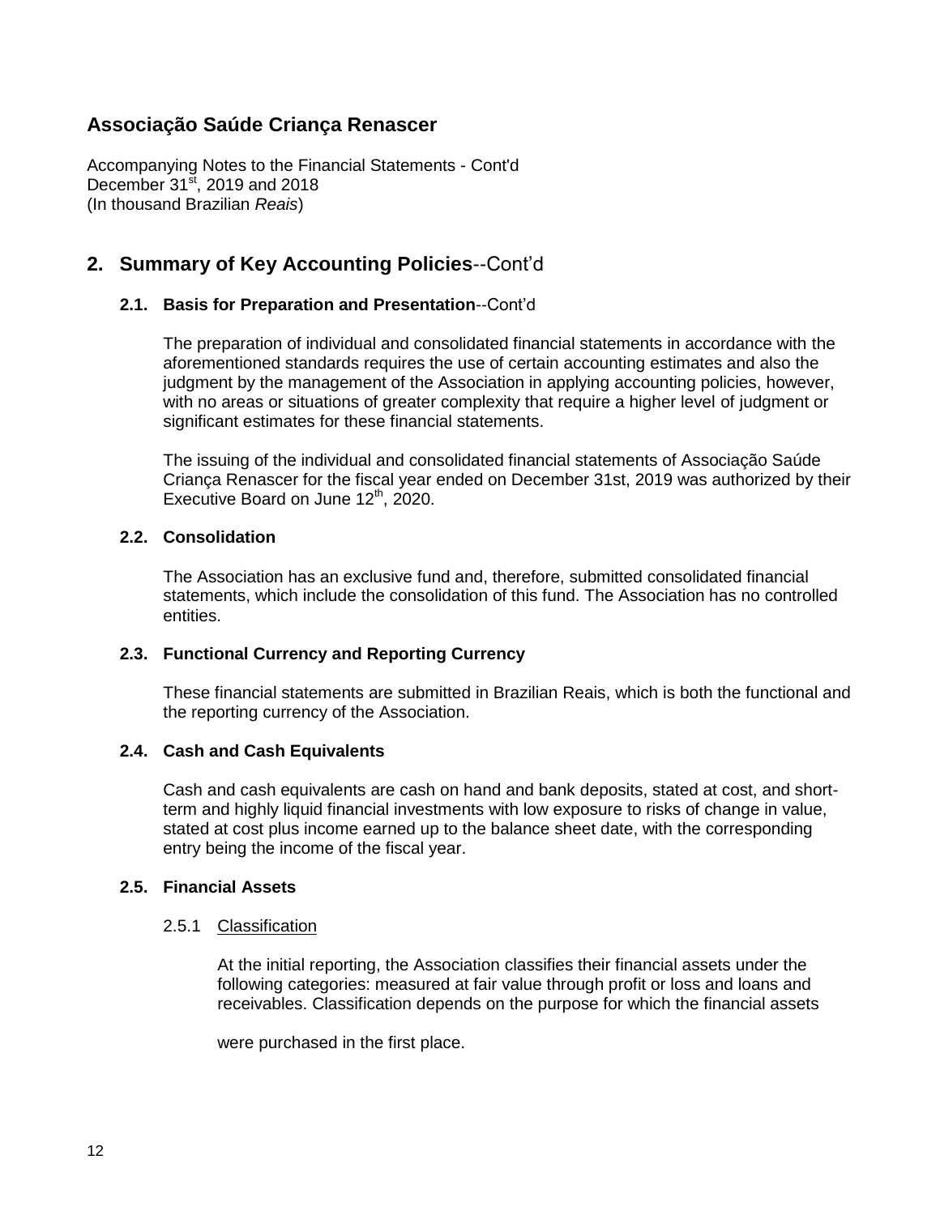# Associação Saúde Criança Renascer

Accompanying Notes to the Financial Statements - Cont'd
December 31st, 2019 and 2018
(In thousand Brazilian *Reais*)

## 2. Summary of Key Accounting Policies--Cont'd

### 2.1. Basis for Preparation and Presentation--Cont'd

The preparation of individual and consolidated financial statements in accordance with the aforementioned standards requires the use of certain accounting estimates and also the judgment by the management of the Association in applying accounting policies, however, with no areas or situations of greater complexity that require a higher level of judgment or significant estimates for these financial statements.

The issuing of the individual and consolidated financial statements of Associação Saúde Criança Renascer for the fiscal year ended on December 31st, 2019 was authorized by their Executive Board on June 12th, 2020.

### 2.2. Consolidation

The Association has an exclusive fund and, therefore, submitted consolidated financial statements, which include the consolidation of this fund. The Association has no controlled entities.

### 2.3. Functional Currency and Reporting Currency

These financial statements are submitted in Brazilian Reais, which is both the functional and the reporting currency of the Association.

### 2.4. Cash and Cash Equivalents

Cash and cash equivalents are cash on hand and bank deposits, stated at cost, and short-term and highly liquid financial investments with low exposure to risks of change in value, stated at cost plus income earned up to the balance sheet date, with the corresponding entry being the income of the fiscal year.

### 2.5. Financial Assets

#### 2.5.1 Classification

At the initial reporting, the Association classifies their financial assets under the following categories: measured at fair value through profit or loss and loans and receivables. Classification depends on the purpose for which the financial assets were purchased in the first place.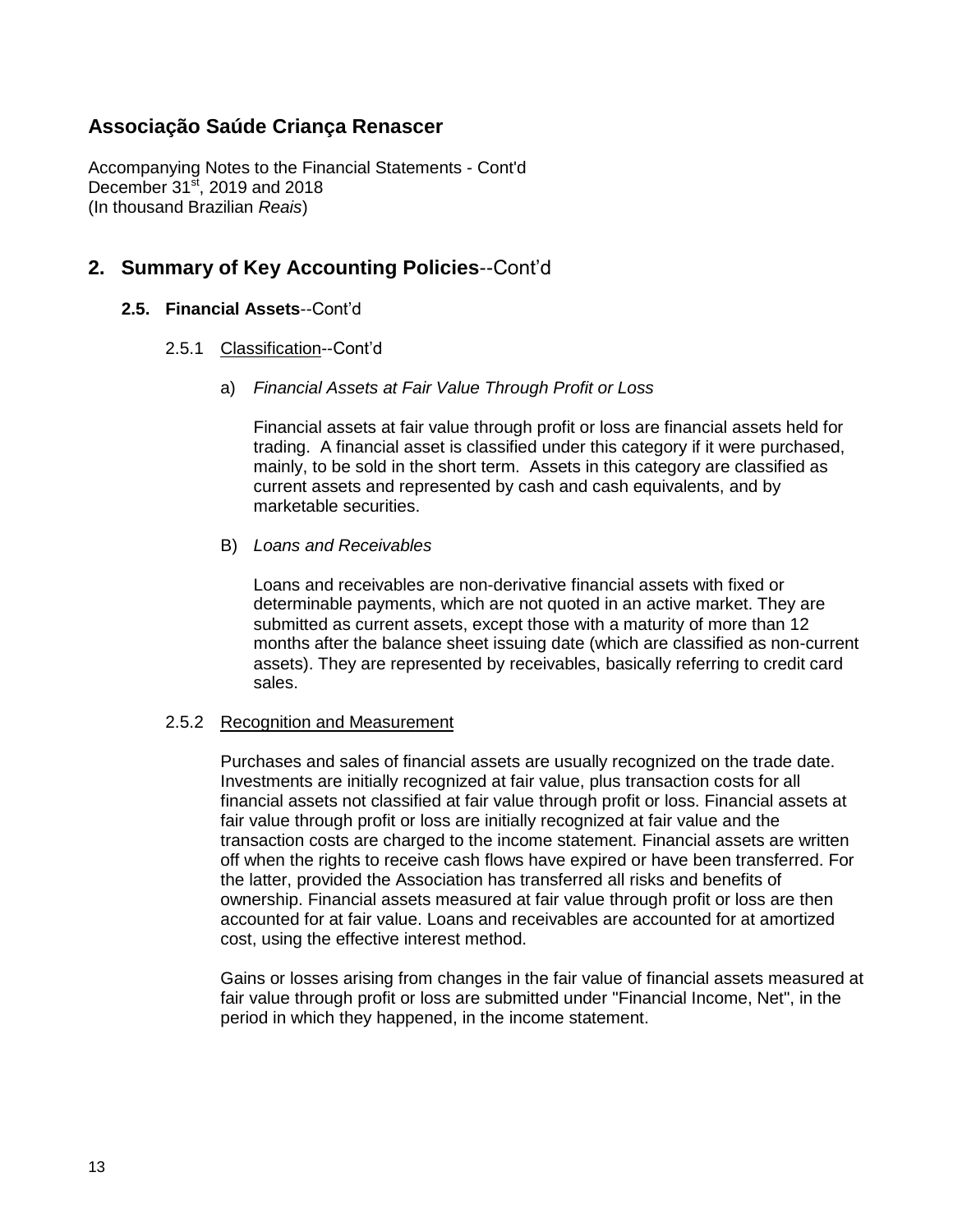# Associação Saúde Criança Renascer

Accompanying Notes to the Financial Statements - Cont'd
December 31st, 2019 and 2018
(In thousand Brazilian *Reais*)

## 2. Summary of Key Accounting Policies--Cont'd

### 2.5. Financial Assets--Cont'd

#### 2.5.1 Classification--Cont'd

a) *Financial Assets at Fair Value Through Profit or Loss*

Financial assets at fair value through profit or loss are financial assets held for trading. A financial asset is classified under this category if it were purchased, mainly, to be sold in the short term. Assets in this category are classified as current assets and represented by cash and cash equivalents, and by marketable securities.

B) *Loans and Receivables*

Loans and receivables are non-derivative financial assets with fixed or determinable payments, which are not quoted in an active market. They are submitted as current assets, except those with a maturity of more than 12 months after the balance sheet issuing date (which are classified as non-current assets). They are represented by receivables, basically referring to credit card sales.

#### 2.5.2 Recognition and Measurement

Purchases and sales of financial assets are usually recognized on the trade date. Investments are initially recognized at fair value, plus transaction costs for all financial assets not classified at fair value through profit or loss. Financial assets at fair value through profit or loss are initially recognized at fair value and the transaction costs are charged to the income statement. Financial assets are written off when the rights to receive cash flows have expired or have been transferred. For the latter, provided the Association has transferred all risks and benefits of ownership. Financial assets measured at fair value through profit or loss are then accounted for at fair value. Loans and receivables are accounted for at amortized cost, using the effective interest method.

Gains or losses arising from changes in the fair value of financial assets measured at fair value through profit or loss are submitted under "Financial Income, Net", in the period in which they happened, in the income statement.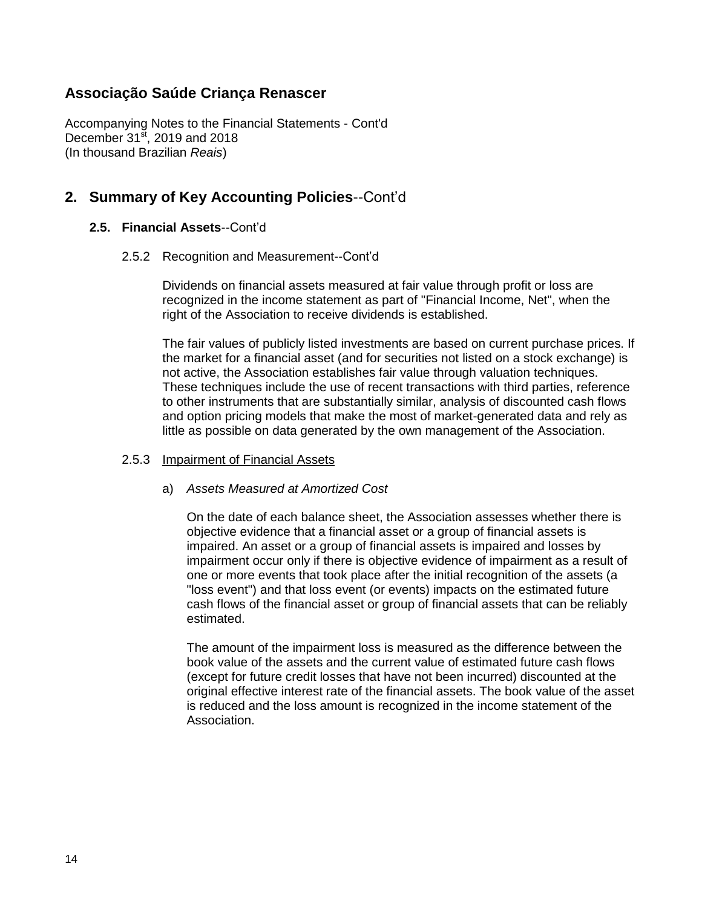# Associação Saúde Criança Renascer

Accompanying Notes to the Financial Statements - Cont'd
December 31st, 2019 and 2018
(In thousand Brazilian *Reais*)

## 2. Summary of Key Accounting Policies--Cont'd

### 2.5. Financial Assets--Cont'd

#### 2.5.2 Recognition and Measurement--Cont'd

Dividends on financial assets measured at fair value through profit or loss are recognized in the income statement as part of "Financial Income, Net", when the right of the Association to receive dividends is established.

The fair values of publicly listed investments are based on current purchase prices. If the market for a financial asset (and for securities not listed on a stock exchange) is not active, the Association establishes fair value through valuation techniques. These techniques include the use of recent transactions with third parties, reference to other instruments that are substantially similar, analysis of discounted cash flows and option pricing models that make the most of market-generated data and rely as little as possible on data generated by the own management of the Association.

#### 2.5.3 Impairment of Financial Assets

a) *Assets Measured at Amortized Cost*

On the date of each balance sheet, the Association assesses whether there is objective evidence that a financial asset or a group of financial assets is impaired. An asset or a group of financial assets is impaired and losses by impairment occur only if there is objective evidence of impairment as a result of one or more events that took place after the initial recognition of the assets (a "loss event") and that loss event (or events) impacts on the estimated future cash flows of the financial asset or group of financial assets that can be reliably estimated.

The amount of the impairment loss is measured as the difference between the book value of the assets and the current value of estimated future cash flows (except for future credit losses that have not been incurred) discounted at the original effective interest rate of the financial assets. The book value of the asset is reduced and the loss amount is recognized in the income statement of the Association.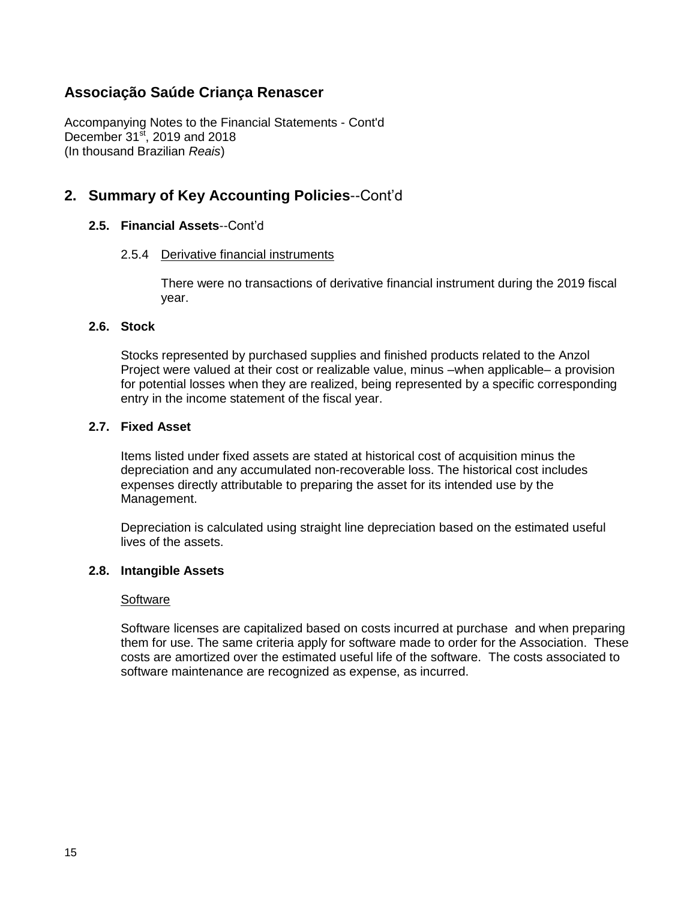# Associação Saúde Criança Renascer

Accompanying Notes to the Financial Statements - Cont'd
December 31st, 2019 and 2018
(In thousand Brazilian *Reais*)

## 2. Summary of Key Accounting Policies--Cont'd

### 2.5. Financial Assets--Cont'd

#### 2.5.4 Derivative financial instruments

There were no transactions of derivative financial instrument during the 2019 fiscal year.

### 2.6. Stock

Stocks represented by purchased supplies and finished products related to the Anzol Project were valued at their cost or realizable value, minus –when applicable– a provision for potential losses when they are realized, being represented by a specific corresponding entry in the income statement of the fiscal year.

### 2.7. Fixed Asset

Items listed under fixed assets are stated at historical cost of acquisition minus the depreciation and any accumulated non-recoverable loss. The historical cost includes expenses directly attributable to preparing the asset for its intended use by the Management.

Depreciation is calculated using straight line depreciation based on the estimated useful lives of the assets.

### 2.8. Intangible Assets

Software

Software licenses are capitalized based on costs incurred at purchase and when preparing them for use. The same criteria apply for software made to order for the Association. These costs are amortized over the estimated useful life of the software. The costs associated to software maintenance are recognized as expense, as incurred.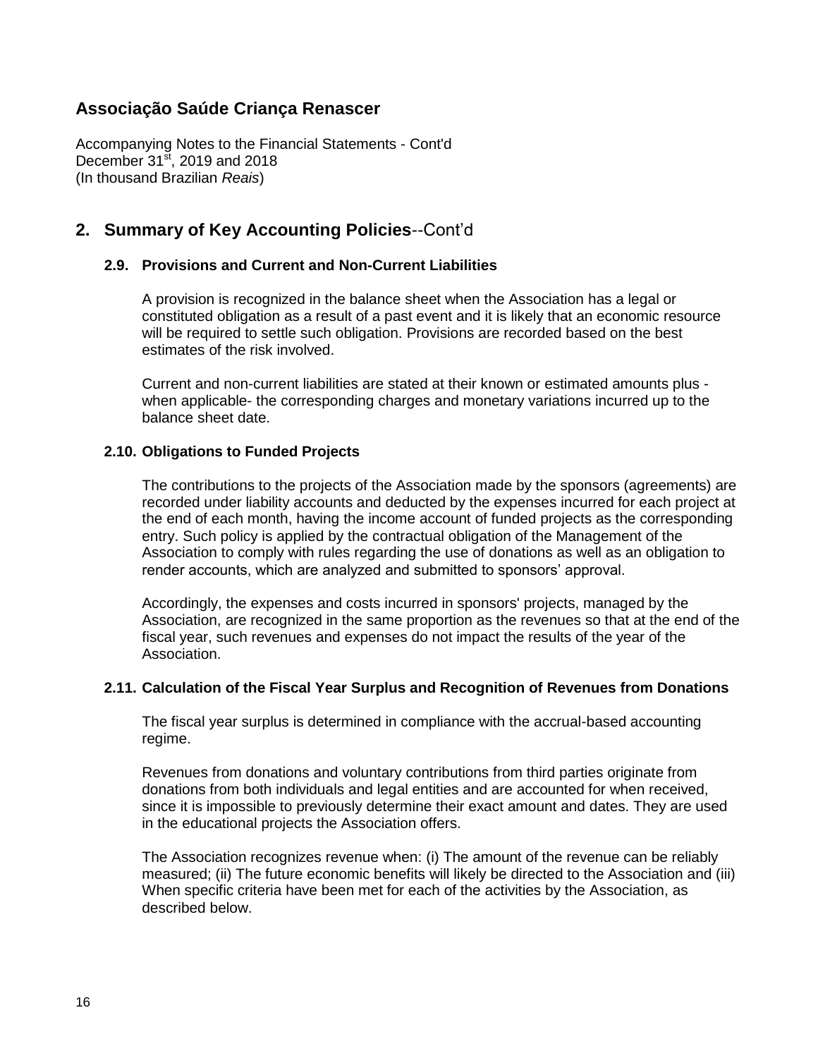# Associação Saúde Criança Renascer

Accompanying Notes to the Financial Statements - Cont'd
December 31st, 2019 and 2018
(In thousand Brazilian *Reais*)

## 2. Summary of Key Accounting Policies--Cont'd

### 2.9. Provisions and Current and Non-Current Liabilities

A provision is recognized in the balance sheet when the Association has a legal or constituted obligation as a result of a past event and it is likely that an economic resource will be required to settle such obligation. Provisions are recorded based on the best estimates of the risk involved.

Current and non-current liabilities are stated at their known or estimated amounts plus - when applicable- the corresponding charges and monetary variations incurred up to the balance sheet date.

### 2.10. Obligations to Funded Projects

The contributions to the projects of the Association made by the sponsors (agreements) are recorded under liability accounts and deducted by the expenses incurred for each project at the end of each month, having the income account of funded projects as the corresponding entry. Such policy is applied by the contractual obligation of the Management of the Association to comply with rules regarding the use of donations as well as an obligation to render accounts, which are analyzed and submitted to sponsors' approval.

Accordingly, the expenses and costs incurred in sponsors' projects, managed by the Association, are recognized in the same proportion as the revenues so that at the end of the fiscal year, such revenues and expenses do not impact the results of the year of the Association.

### 2.11. Calculation of the Fiscal Year Surplus and Recognition of Revenues from Donations

The fiscal year surplus is determined in compliance with the accrual-based accounting regime.

Revenues from donations and voluntary contributions from third parties originate from donations from both individuals and legal entities and are accounted for when received, since it is impossible to previously determine their exact amount and dates. They are used in the educational projects the Association offers.

The Association recognizes revenue when: (i) The amount of the revenue can be reliably measured; (ii) The future economic benefits will likely be directed to the Association and (iii) When specific criteria have been met for each of the activities by the Association, as described below.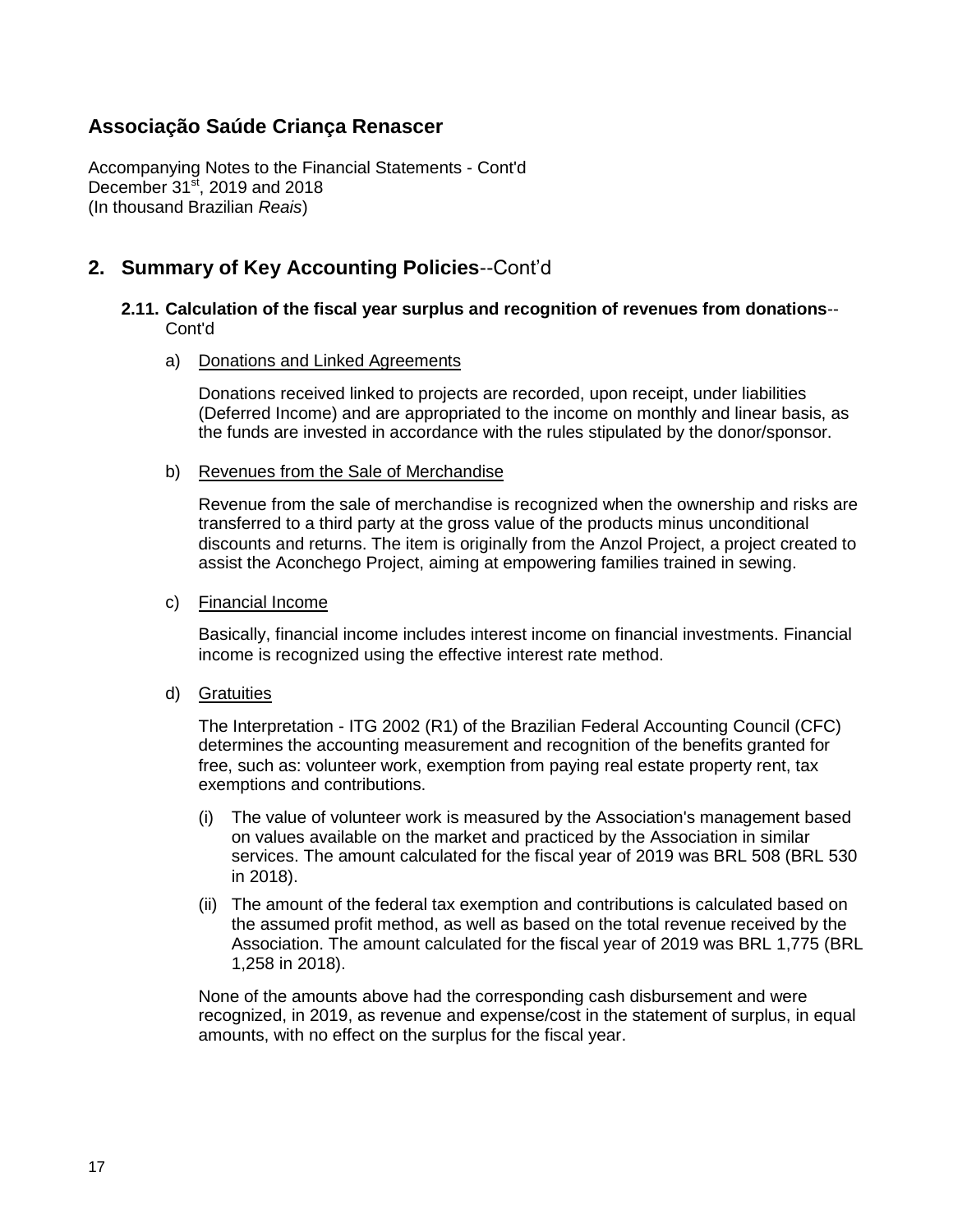# Associação Saúde Criança Renascer

Accompanying Notes to the Financial Statements - Cont'd
December 31st, 2019 and 2018
(In thousand Brazilian *Reais*)

## 2. Summary of Key Accounting Policies--Cont'd

### 2.11. Calculation of the fiscal year surplus and recognition of revenues from donations--Cont'd

a) Donations and Linked Agreements

Donations received linked to projects are recorded, upon receipt, under liabilities (Deferred Income) and are appropriated to the income on monthly and linear basis, as the funds are invested in accordance with the rules stipulated by the donor/sponsor.

b) Revenues from the Sale of Merchandise

Revenue from the sale of merchandise is recognized when the ownership and risks are transferred to a third party at the gross value of the products minus unconditional discounts and returns. The item is originally from the Anzol Project, a project created to assist the Aconchego Project, aiming at empowering families trained in sewing.

c) Financial Income

Basically, financial income includes interest income on financial investments. Financial income is recognized using the effective interest rate method.

d) Gratuities

The Interpretation - ITG 2002 (R1) of the Brazilian Federal Accounting Council (CFC) determines the accounting measurement and recognition of the benefits granted for free, such as: volunteer work, exemption from paying real estate property rent, tax exemptions and contributions.

(i) The value of volunteer work is measured by the Association's management based on values available on the market and practiced by the Association in similar services. The amount calculated for the fiscal year of 2019 was BRL 508 (BRL 530 in 2018).

(ii) The amount of the federal tax exemption and contributions is calculated based on the assumed profit method, as well as based on the total revenue received by the Association. The amount calculated for the fiscal year of 2019 was BRL 1,775 (BRL 1,258 in 2018).

None of the amounts above had the corresponding cash disbursement and were recognized, in 2019, as revenue and expense/cost in the statement of surplus, in equal amounts, with no effect on the surplus for the fiscal year.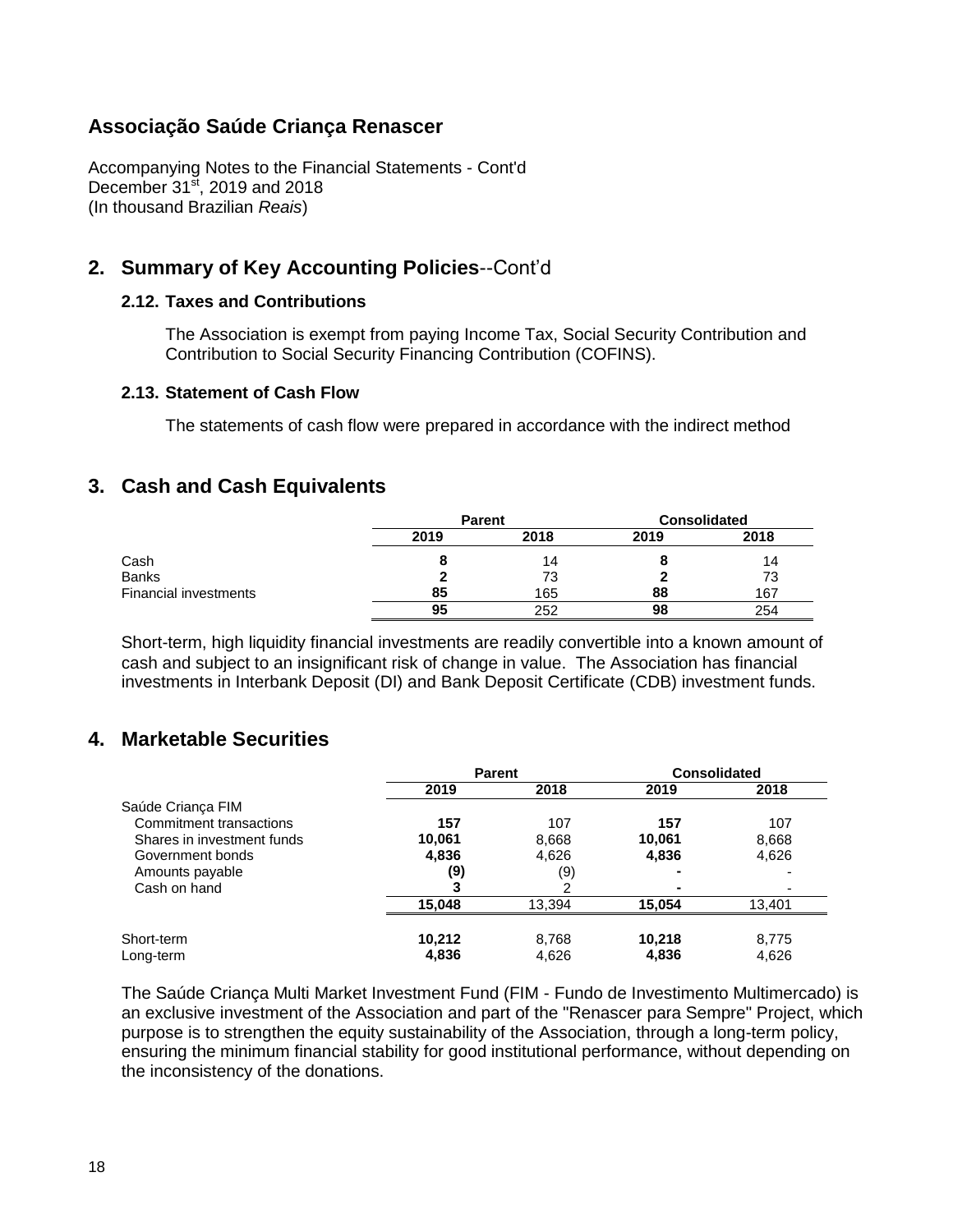# Associação Saúde Criança Renascer

Accompanying Notes to the Financial Statements - Cont'd
December 31[st], 2019 and 2018
(In thousand Brazilian *Reais*)

## 2. Summary of Key Accounting Policies--Cont'd

### 2.12. Taxes and Contributions

The Association is exempt from paying Income Tax, Social Security Contribution and Contribution to Social Security Financing Contribution (COFINS).

### 2.13. Statement of Cash Flow

The statements of cash flow were prepared in accordance with the indirect method

## 3. Cash and Cash Equivalents

| | Parent | | Consolidated | |
|---|---|---|---|---|
| | **2019** | **2018** | **2019** | **2018** |
| Cash | **8** | 14 | **8** | 14 |
| Banks | **2** | 73 | **2** | 73 |
| Financial investments | **85** | 165 | **88** | 167 |
| | **95** | 252 | **98** | 254 |

Short-term, high liquidity financial investments are readily convertible into a known amount of cash and subject to an insignificant risk of change in value. The Association has financial investments in Interbank Deposit (DI) and Bank Deposit Certificate (CDB) investment funds.

## 4. Marketable Securities

| | Parent | | Consolidated | |
|---|---|---|---|---|
| | **2019** | **2018** | **2019** | **2018** |
| Saúde Criança FIM | | | | |
| Commitment transactions | **157** | 107 | **157** | 107 |
| Shares in investment funds | **10,061** | 8,668 | **10,061** | 8,668 |
| Government bonds | **4,836** | 4,626 | **4,836** | 4,626 |
| Amounts payable | **(9)** | (9) | **-** | - |
| Cash on hand | **3** | 2 | **-** | - |
| | **15,048** | 13,394 | **15,054** | 13,401 |
| | | | | |
| Short-term | **10,212** | 8,768 | **10,218** | 8,775 |
| Long-term | **4,836** | 4,626 | **4,836** | 4,626 |

The Saúde Criança Multi Market Investment Fund (FIM - Fundo de Investimento Multimercado) is an exclusive investment of the Association and part of the "Renascer para Sempre" Project, which purpose is to strengthen the equity sustainability of the Association, through a long-term policy, ensuring the minimum financial stability for good institutional performance, without depending on the inconsistency of the donations.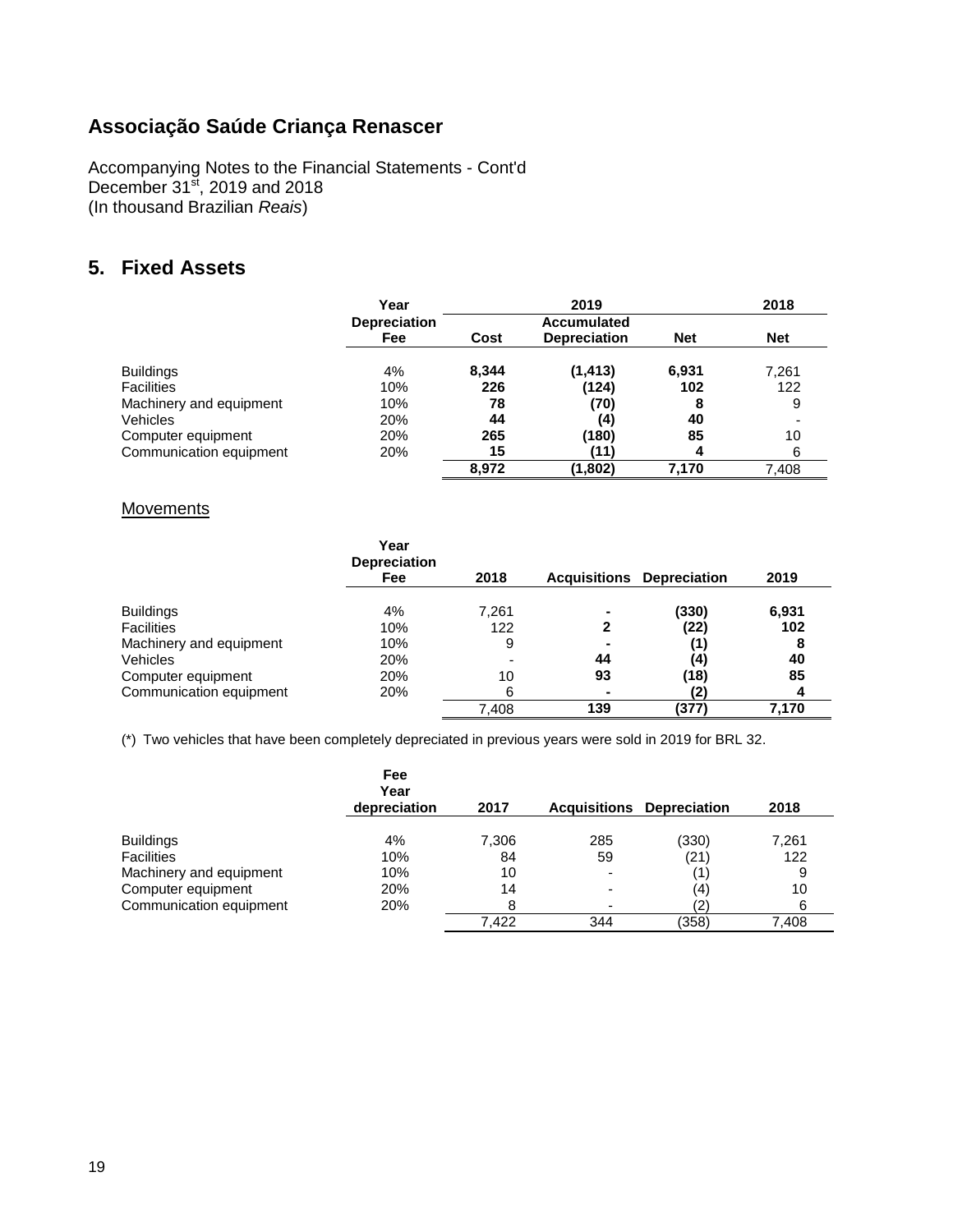# Associação Saúde Criança Renascer

Accompanying Notes to the Financial Statements - Cont'd
December 31st, 2019 and 2018
(In thousand Brazilian *Reais*)

## 5. Fixed Assets

| | Year Depreciation Fee | 2019 | | | 2018 |
|---|---|---|---|---|---|
| | | **Cost** | **Accumulated Depreciation** | **Net** | **Net** |
| Buildings | 4% | **8,344** | **(1,413)** | **6,931** | 7,261 |
| Facilities | 10% | **226** | **(124)** | **102** | 122 |
| Machinery and equipment | 10% | **78** | **(70)** | **8** | 9 |
| Vehicles | 20% | **44** | **(4)** | **40** | - |
| Computer equipment | 20% | **265** | **(180)** | **85** | 10 |
| Communication equipment | 20% | **15** | **(11)** | **4** | 6 |
| | | **8,972** | **(1,802)** | **7,170** | 7,408 |

Movements

| | Year Depreciation Fee | 2018 | Acquisitions | Depreciation | 2019 |
|---|---|---|---|---|---|
| Buildings | 4% | 7,261 | **-** | **(330)** | **6,931** |
| Facilities | 10% | 122 | **2** | **(22)** | **102** |
| Machinery and equipment | 10% | 9 | **-** | **(1)** | **8** |
| Vehicles | 20% | - | **44** | **(4)** | **40** |
| Computer equipment | 20% | 10 | **93** | **(18)** | **85** |
| Communication equipment | 20% | 6 | **-** | **(2)** | **4** |
| | | 7,408 | **139** | **(377)** | **7,170** |

(*) Two vehicles that have been completely depreciated in previous years were sold in 2019 for BRL 32.

| | Fee Year depreciation | 2017 | Acquisitions | Depreciation | 2018 |
|---|---|---|---|---|---|
| Buildings | 4% | 7,306 | 285 | (330) | 7,261 |
| Facilities | 10% | 84 | 59 | (21) | 122 |
| Machinery and equipment | 10% | 10 | - | (1) | 9 |
| Computer equipment | 20% | 14 | - | (4) | 10 |
| Communication equipment | 20% | 8 | - | (2) | 6 |
| | | 7,422 | 344 | (358) | 7,408 |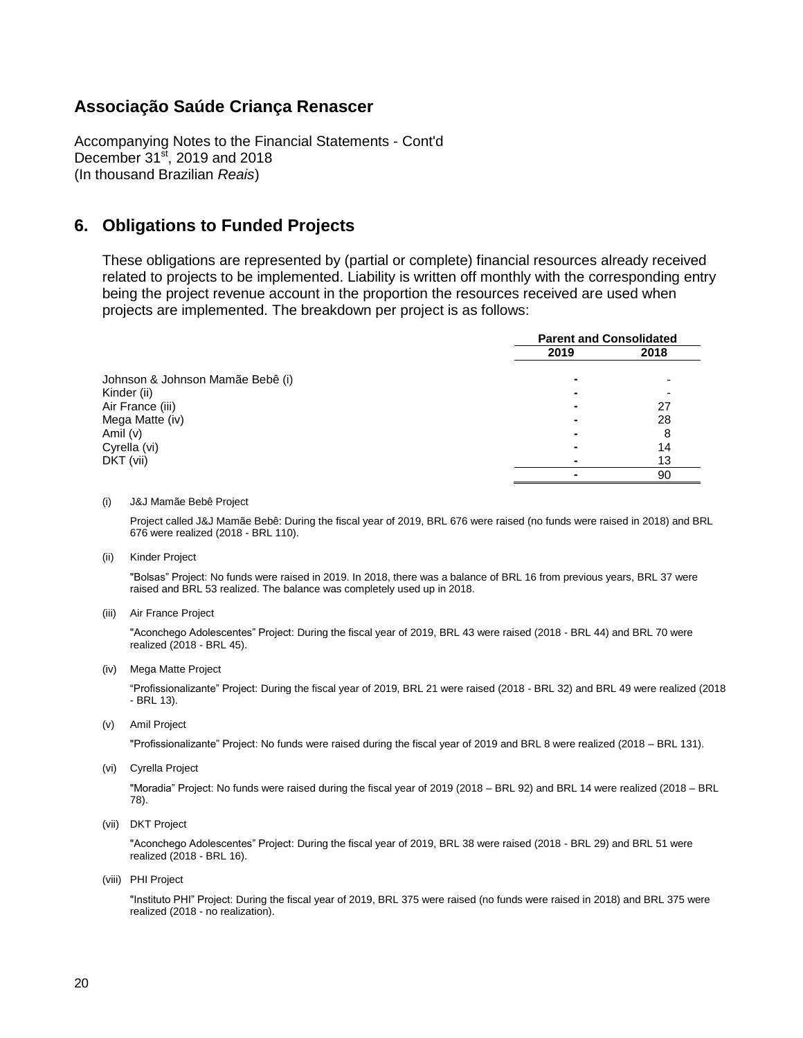# Associação Saúde Criança Renascer

Accompanying Notes to the Financial Statements - Cont'd
December 31st, 2019 and 2018
(In thousand Brazilian *Reais*)

## 6. Obligations to Funded Projects

These obligations are represented by (partial or complete) financial resources already received related to projects to be implemented. Liability is written off monthly with the corresponding entry being the project revenue account in the proportion the resources received are used when projects are implemented. The breakdown per project is as follows:

| | Parent and Consolidated | |
|---|---|---|
| | 2019 | 2018 |
| Johnson & Johnson Mamãe Bebê (i) | - | - |
| Kinder (ii) | - | - |
| Air France (iii) | - | 27 |
| Mega Matte (iv) | - | 28 |
| Amil (v) | - | 8 |
| Cyrella (vi) | - | 14 |
| DKT (vii) | - | 13 |
| | - | 90 |

(i) J&J Mamãe Bebê Project

Project called J&J Mamãe Bebê: During the fiscal year of 2019, BRL 676 were raised (no funds were raised in 2018) and BRL 676 were realized (2018 - BRL 110).

(ii) Kinder Project

"Bolsas" Project: No funds were raised in 2019. In 2018, there was a balance of BRL 16 from previous years, BRL 37 were raised and BRL 53 realized. The balance was completely used up in 2018.

(iii) Air France Project

"Aconchego Adolescentes" Project: During the fiscal year of 2019, BRL 43 were raised (2018 - BRL 44) and BRL 70 were realized (2018 - BRL 45).

(iv) Mega Matte Project

"Profissionalizante" Project: During the fiscal year of 2019, BRL 21 were raised (2018 - BRL 32) and BRL 49 were realized (2018 - BRL 13).

(v) Amil Project

"Profissionalizante" Project: No funds were raised during the fiscal year of 2019 and BRL 8 were realized (2018 – BRL 131).

(vi) Cyrella Project

"Moradia" Project: No funds were raised during the fiscal year of 2019 (2018 – BRL 92) and BRL 14 were realized (2018 – BRL 78).

(vii) DKT Project

"Aconchego Adolescentes" Project: During the fiscal year of 2019, BRL 38 were raised (2018 - BRL 29) and BRL 51 were realized (2018 - BRL 16).

(viii) PHI Project

"Instituto PHI" Project: During the fiscal year of 2019, BRL 375 were raised (no funds were raised in 2018) and BRL 375 were realized (2018 - no realization).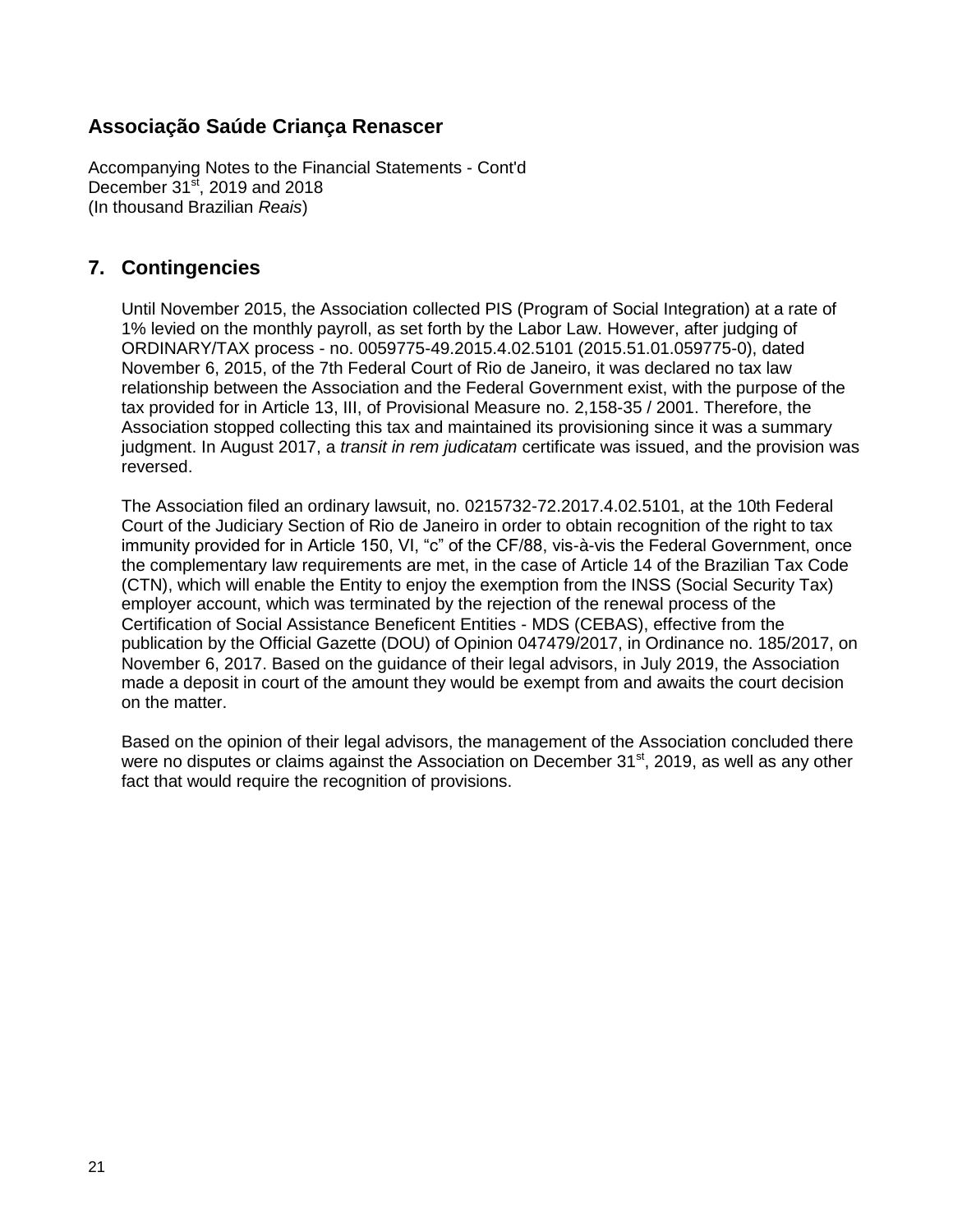# Associação Saúde Criança Renascer

Accompanying Notes to the Financial Statements - Cont'd
December 31st, 2019 and 2018
(In thousand Brazilian *Reais*)

## 7. Contingencies

Until November 2015, the Association collected PIS (Program of Social Integration) at a rate of 1% levied on the monthly payroll, as set forth by the Labor Law. However, after judging of ORDINARY/TAX process - no. 0059775-49.2015.4.02.5101 (2015.51.01.059775-0), dated November 6, 2015, of the 7th Federal Court of Rio de Janeiro, it was declared no tax law relationship between the Association and the Federal Government exist, with the purpose of the tax provided for in Article 13, III, of Provisional Measure no. 2,158-35 / 2001. Therefore, the Association stopped collecting this tax and maintained its provisioning since it was a summary judgment. In August 2017, a *transit in rem judicatam* certificate was issued, and the provision was reversed.

The Association filed an ordinary lawsuit, no. 0215732-72.2017.4.02.5101, at the 10th Federal Court of the Judiciary Section of Rio de Janeiro in order to obtain recognition of the right to tax immunity provided for in Article 150, VI, "c" of the CF/88, vis-à-vis the Federal Government, once the complementary law requirements are met, in the case of Article 14 of the Brazilian Tax Code (CTN), which will enable the Entity to enjoy the exemption from the INSS (Social Security Tax) employer account, which was terminated by the rejection of the renewal process of the Certification of Social Assistance Beneficent Entities - MDS (CEBAS), effective from the publication by the Official Gazette (DOU) of Opinion 047479/2017, in Ordinance no. 185/2017, on November 6, 2017. Based on the guidance of their legal advisors, in July 2019, the Association made a deposit in court of the amount they would be exempt from and awaits the court decision on the matter.

Based on the opinion of their legal advisors, the management of the Association concluded there were no disputes or claims against the Association on December 31st, 2019, as well as any other fact that would require the recognition of provisions.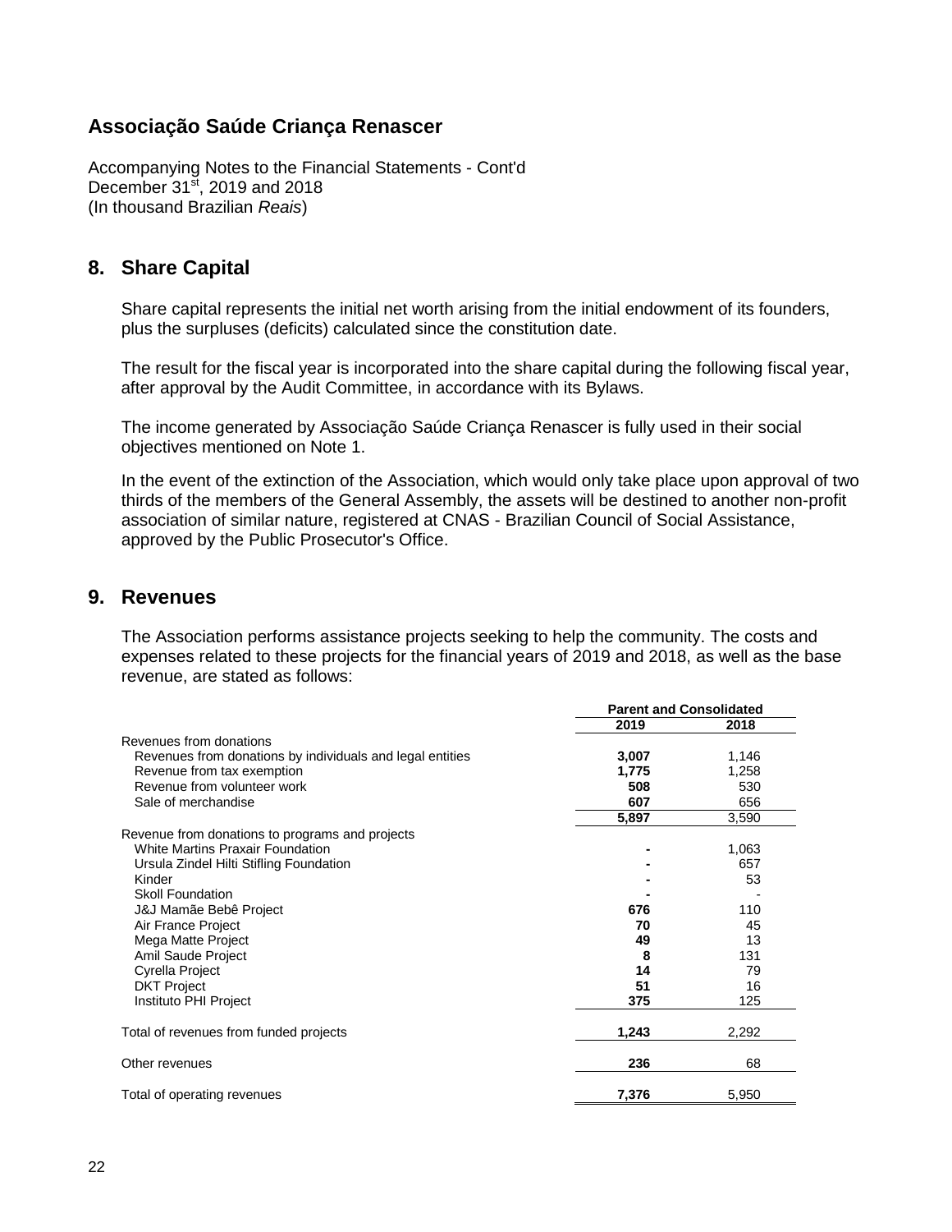# Associação Saúde Criança Renascer

Accompanying Notes to the Financial Statements - Cont'd
December 31st, 2019 and 2018
(In thousand Brazilian *Reais*)

## 8. Share Capital

Share capital represents the initial net worth arising from the initial endowment of its founders, plus the surpluses (deficits) calculated since the constitution date.

The result for the fiscal year is incorporated into the share capital during the following fiscal year, after approval by the Audit Committee, in accordance with its Bylaws.

The income generated by Associação Saúde Criança Renascer is fully used in their social objectives mentioned on Note 1.

In the event of the extinction of the Association, which would only take place upon approval of two thirds of the members of the General Assembly, the assets will be destined to another non-profit association of similar nature, registered at CNAS - Brazilian Council of Social Assistance, approved by the Public Prosecutor's Office.

## 9. Revenues

The Association performs assistance projects seeking to help the community. The costs and expenses related to these projects for the financial years of 2019 and 2018, as well as the base revenue, are stated as follows:

| | Parent and Consolidated | |
|---|---|---|
| | **2019** | **2018** |
| Revenues from donations | | |
| Revenues from donations by individuals and legal entities | **3,007** | 1,146 |
| Revenue from tax exemption | **1,775** | 1,258 |
| Revenue from volunteer work | **508** | 530 |
| Sale of merchandise | **607** | 656 |
| | **5,897** | 3,590 |
| Revenue from donations to programs and projects | | |
| White Martins Praxair Foundation | **-** | 1,063 |
| Ursula Zindel Hilti Stifling Foundation | **-** | 657 |
| Kinder | **-** | 53 |
| Skoll Foundation | **-** | - |
| J&J Mamãe Bebê Project | **676** | 110 |
| Air France Project | **70** | 45 |
| Mega Matte Project | **49** | 13 |
| Amil Saude Project | **8** | 131 |
| Cyrella Project | **14** | 79 |
| DKT Project | **51** | 16 |
| Instituto PHI Project | **375** | 125 |
| Total of revenues from funded projects | **1,243** | 2,292 |
| Other revenues | **236** | 68 |
| Total of operating revenues | **7,376** | 5,950 |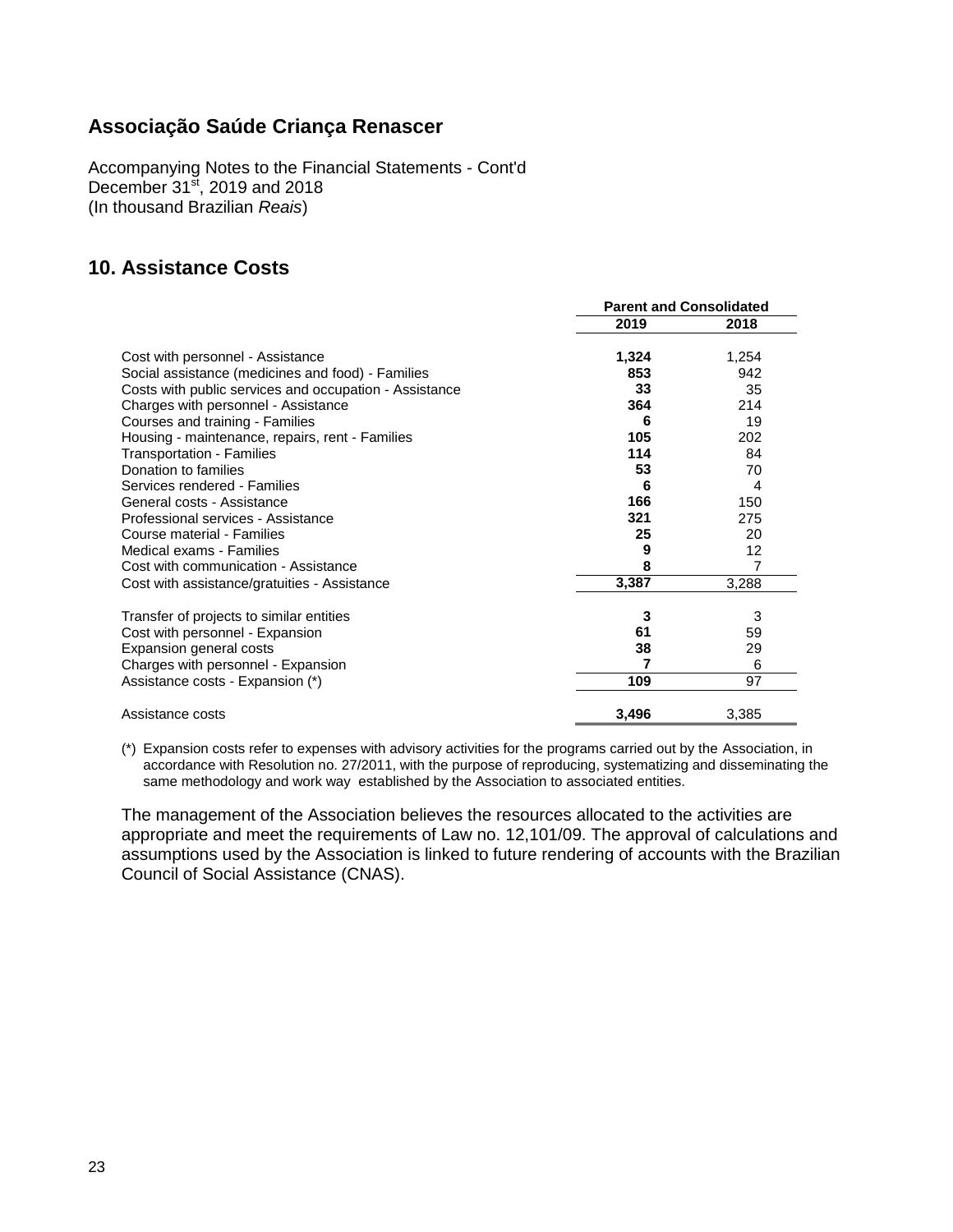## Associação Saúde Criança Renascer

Accompanying Notes to the Financial Statements - Cont'd
December 31st, 2019 and 2018
(In thousand Brazilian *Reais*)

## 10. Assistance Costs

| | Parent and Consolidated | |
|---|---|---|
| | **2019** | **2018** |
| Cost with personnel - Assistance | **1,324** | 1,254 |
| Social assistance (medicines and food) - Families | **853** | 942 |
| Costs with public services and occupation - Assistance | **33** | 35 |
| Charges with personnel - Assistance | **364** | 214 |
| Courses and training - Families | **6** | 19 |
| Housing - maintenance, repairs, rent - Families | **105** | 202 |
| Transportation - Families | **114** | 84 |
| Donation to families | **53** | 70 |
| Services rendered - Families | **6** | 4 |
| General costs - Assistance | **166** | 150 |
| Professional services - Assistance | **321** | 275 |
| Course material - Families | **25** | 20 |
| Medical exams - Families | **9** | 12 |
| Cost with communication - Assistance | **8** | 7 |
| Cost with assistance/gratuities - Assistance | **3,387** | 3,288 |
| | | |
| Transfer of projects to similar entities | **3** | 3 |
| Cost with personnel - Expansion | **61** | 59 |
| Expansion general costs | **38** | 29 |
| Charges with personnel - Expansion | **7** | 6 |
| Assistance costs - Expansion (*) | **109** | 97 |
| | | |
| Assistance costs | **3,496** | 3,385 |

(*) Expansion costs refer to expenses with advisory activities for the programs carried out by the Association, in accordance with Resolution no. 27/2011, with the purpose of reproducing, systematizing and disseminating the same methodology and work way established by the Association to associated entities.

The management of the Association believes the resources allocated to the activities are appropriate and meet the requirements of Law no. 12,101/09. The approval of calculations and assumptions used by the Association is linked to future rendering of accounts with the Brazilian Council of Social Assistance (CNAS).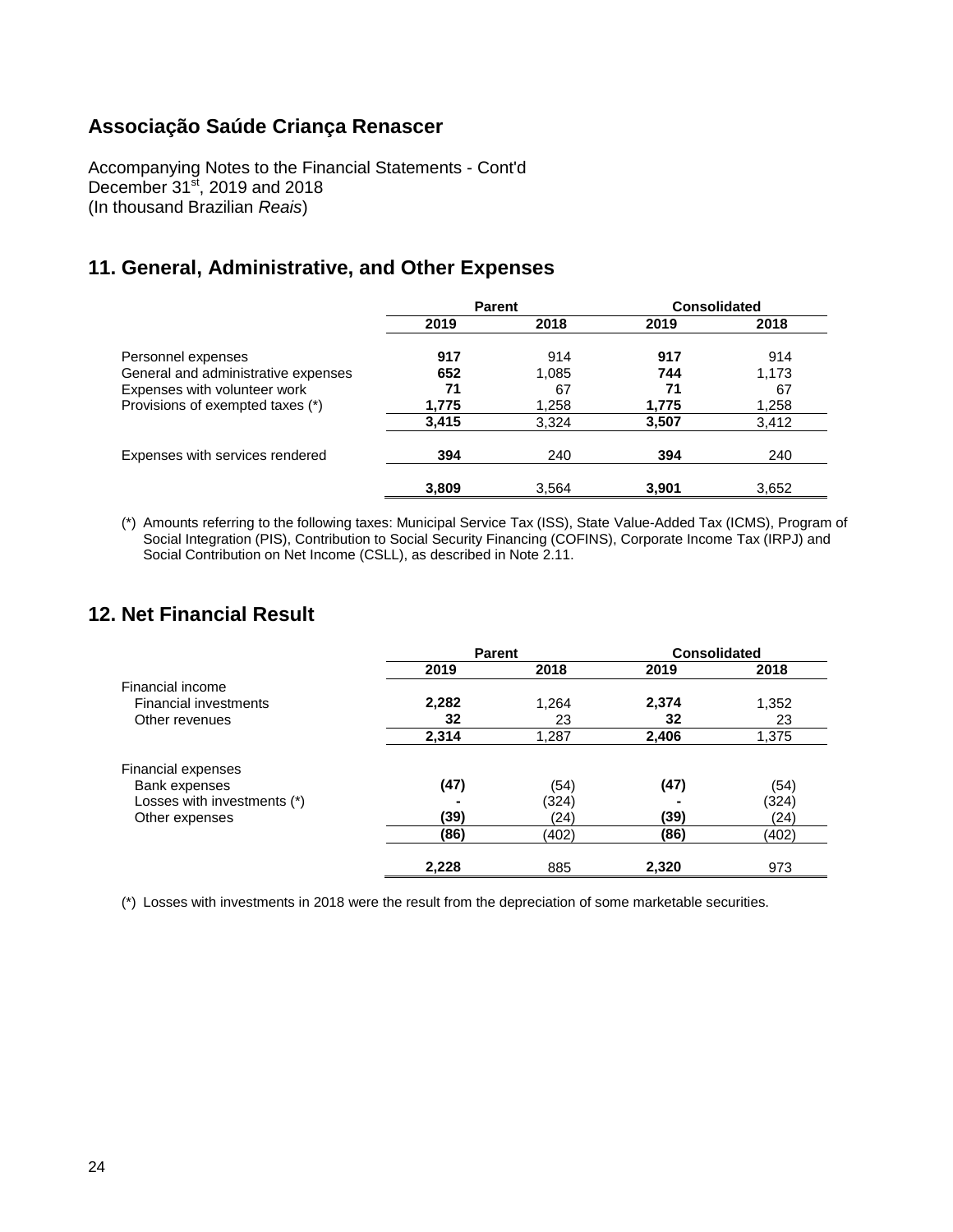# Associação Saúde Criança Renascer

Accompanying Notes to the Financial Statements - Cont'd
December 31st, 2019 and 2018
(In thousand Brazilian *Reais*)

## 11. General, Administrative, and Other Expenses

| | Parent | | Consolidated | |
|---|---|---|---|---|
| | **2019** | **2018** | **2019** | **2018** |
| Personnel expenses | **917** | 914 | **917** | 914 |
| General and administrative expenses | **652** | 1,085 | **744** | 1,173 |
| Expenses with volunteer work | **71** | 67 | **71** | 67 |
| Provisions of exempted taxes (*) | **1,775** | 1,258 | **1,775** | 1,258 |
| | **3,415** | 3,324 | **3,507** | 3,412 |
| Expenses with services rendered | **394** | 240 | **394** | 240 |
| | **3,809** | 3,564 | **3,901** | 3,652 |

(*) Amounts referring to the following taxes: Municipal Service Tax (ISS), State Value-Added Tax (ICMS), Program of Social Integration (PIS), Contribution to Social Security Financing (COFINS), Corporate Income Tax (IRPJ) and Social Contribution on Net Income (CSLL), as described in Note 2.11.

## 12. Net Financial Result

| | Parent | | Consolidated | |
|---|---|---|---|---|
| | **2019** | **2018** | **2019** | **2018** |
| Financial income | | | | |
| Financial investments | **2,282** | 1,264 | **2,374** | 1,352 |
| Other revenues | **32** | 23 | **32** | 23 |
| | **2,314** | 1,287 | **2,406** | 1,375 |
| Financial expenses | | | | |
| Bank expenses | **(47)** | (54) | **(47)** | (54) |
| Losses with investments (*) | **-** | (324) | **-** | (324) |
| Other expenses | **(39)** | (24) | **(39)** | (24) |
| | **(86)** | (402) | **(86)** | (402) |
| | **2,228** | 885 | **2,320** | 973 |

(*) Losses with investments in 2018 were the result from the depreciation of some marketable securities.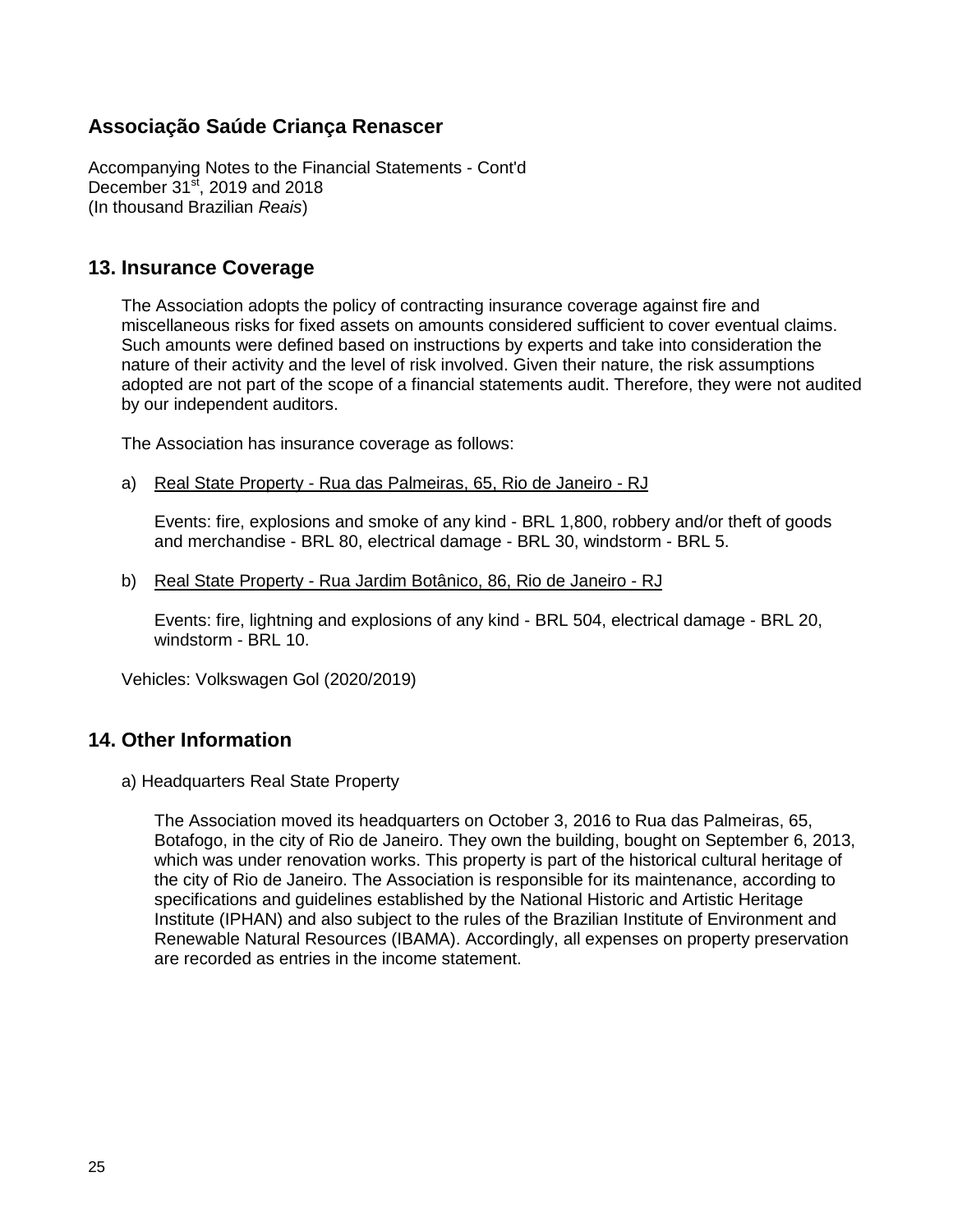# Associação Saúde Criança Renascer

Accompanying Notes to the Financial Statements - Cont'd
December 31st, 2019 and 2018
(In thousand Brazilian *Reais*)

## 13. Insurance Coverage

The Association adopts the policy of contracting insurance coverage against fire and miscellaneous risks for fixed assets on amounts considered sufficient to cover eventual claims. Such amounts were defined based on instructions by experts and take into consideration the nature of their activity and the level of risk involved. Given their nature, the risk assumptions adopted are not part of the scope of a financial statements audit. Therefore, they were not audited by our independent auditors.

The Association has insurance coverage as follows:

a) Real State Property - Rua das Palmeiras, 65, Rio de Janeiro - RJ

Events: fire, explosions and smoke of any kind - BRL 1,800, robbery and/or theft of goods and merchandise - BRL 80, electrical damage - BRL 30, windstorm - BRL 5.

b) Real State Property - Rua Jardim Botânico, 86, Rio de Janeiro - RJ

Events: fire, lightning and explosions of any kind - BRL 504, electrical damage - BRL 20, windstorm - BRL 10.

Vehicles: Volkswagen Gol (2020/2019)

## 14. Other Information

a) Headquarters Real State Property

The Association moved its headquarters on October 3, 2016 to Rua das Palmeiras, 65, Botafogo, in the city of Rio de Janeiro. They own the building, bought on September 6, 2013, which was under renovation works. This property is part of the historical cultural heritage of the city of Rio de Janeiro. The Association is responsible for its maintenance, according to specifications and guidelines established by the National Historic and Artistic Heritage Institute (IPHAN) and also subject to the rules of the Brazilian Institute of Environment and Renewable Natural Resources (IBAMA). Accordingly, all expenses on property preservation are recorded as entries in the income statement.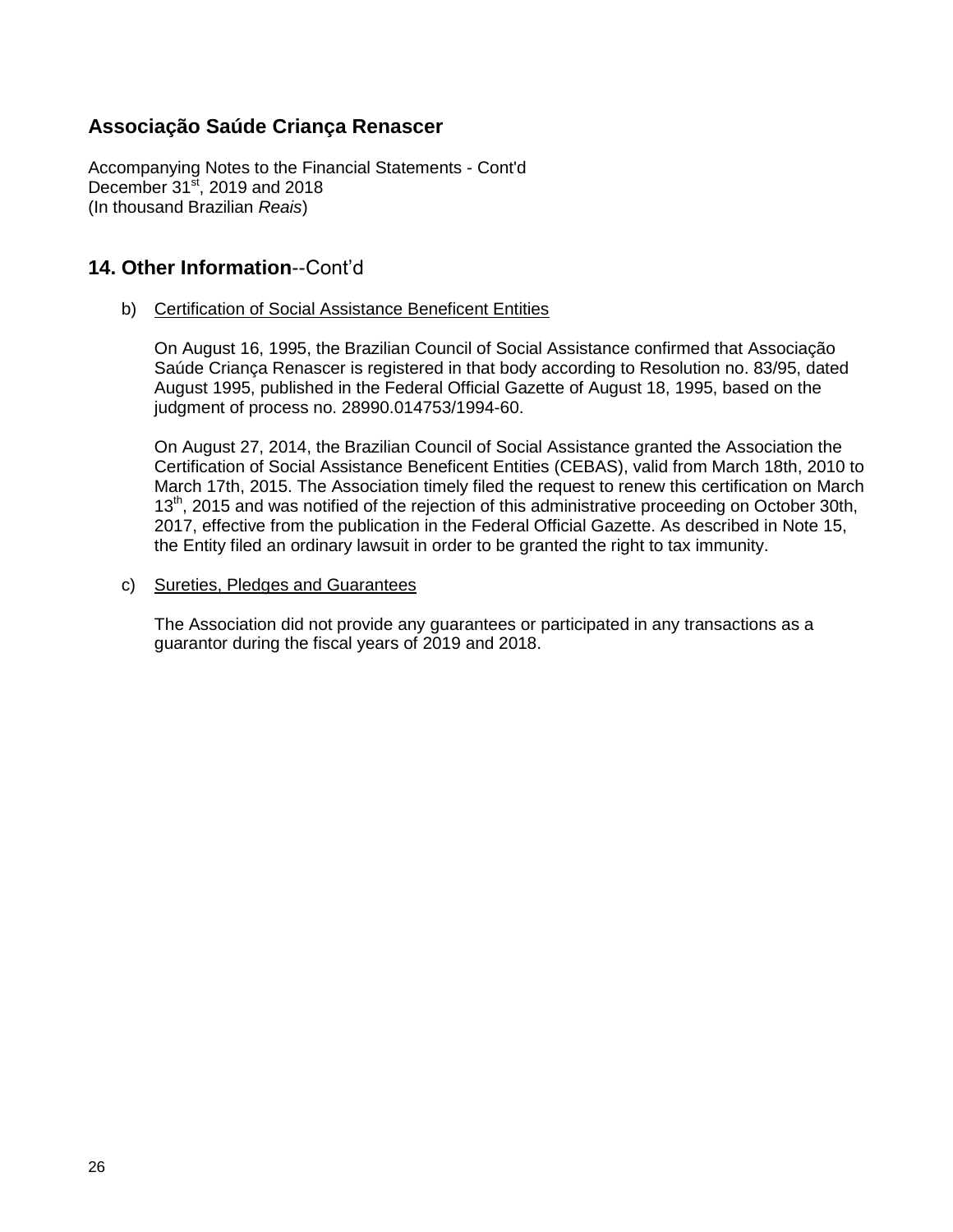# Associação Saúde Criança Renascer

Accompanying Notes to the Financial Statements - Cont'd
December 31st, 2019 and 2018
(In thousand Brazilian *Reais*)

## 14. Other Information--Cont'd

b) Certification of Social Assistance Beneficent Entities

On August 16, 1995, the Brazilian Council of Social Assistance confirmed that Associação Saúde Criança Renascer is registered in that body according to Resolution no. 83/95, dated August 1995, published in the Federal Official Gazette of August 18, 1995, based on the judgment of process no. 28990.014753/1994-60.

On August 27, 2014, the Brazilian Council of Social Assistance granted the Association the Certification of Social Assistance Beneficent Entities (CEBAS), valid from March 18th, 2010 to March 17th, 2015. The Association timely filed the request to renew this certification on March 13th, 2015 and was notified of the rejection of this administrative proceeding on October 30th, 2017, effective from the publication in the Federal Official Gazette. As described in Note 15, the Entity filed an ordinary lawsuit in order to be granted the right to tax immunity.

c) Sureties, Pledges and Guarantees

The Association did not provide any guarantees or participated in any transactions as a guarantor during the fiscal years of 2019 and 2018.